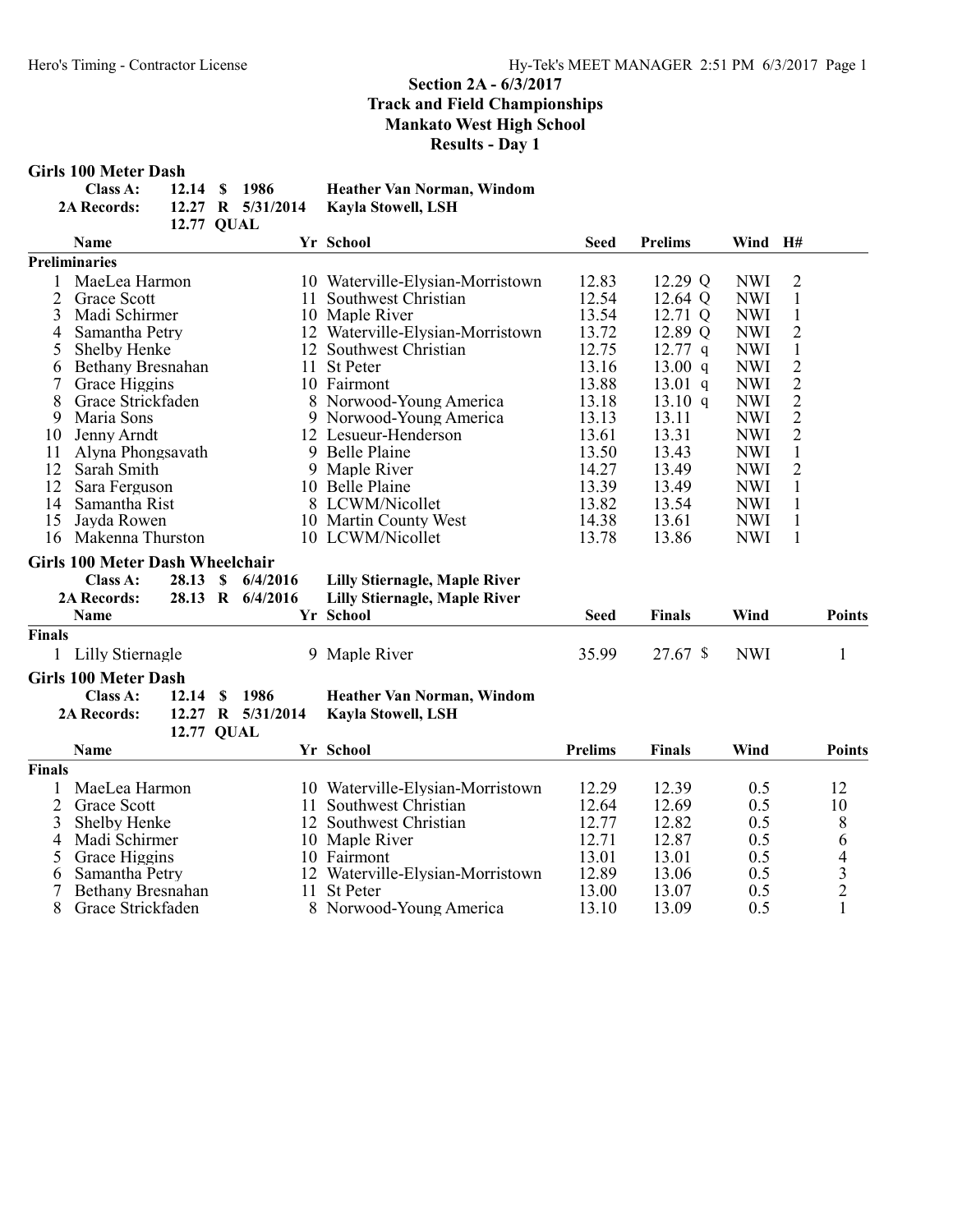# Section 2A - 6/3/2017
## Track and Field Championships
## Mankato West High School
## Results - Day 1

### Girls 100 Meter Dash

| | | | | |
|---|---|---|---|---|
| Class A: | 12.14 | $ | 1986 | Heather Van Norman, Windom |
| 2A Records: | 12.27 | R | 5/31/2014 | Kayla Stowell, LSH |
| | 12.77 | QUAL | | |

| | Name | Yr | School | Seed | Prelims | Wind | H# |
|---|---|---|---|---|---|---|---|
| **Preliminaries** | | | | | | | |
| 1 | MaeLea Harmon | 10 | Waterville-Elysian-Morristown | 12.83 | 12.29 Q | NWI | 2 |
| 2 | Grace Scott | 11 | Southwest Christian | 12.54 | 12.64 Q | NWI | 1 |
| 3 | Madi Schirmer | 10 | Maple River | 13.54 | 12.71 Q | NWI | 1 |
| 4 | Samantha Petry | 12 | Waterville-Elysian-Morristown | 13.72 | 12.89 Q | NWI | 2 |
| 5 | Shelby Henke | 12 | Southwest Christian | 12.75 | 12.77 q | NWI | 1 |
| 6 | Bethany Bresnahan | 11 | St Peter | 13.16 | 13.00 q | NWI | 2 |
| 7 | Grace Higgins | 10 | Fairmont | 13.88 | 13.01 q | NWI | 2 |
| 8 | Grace Strickfaden | 8 | Norwood-Young America | 13.18 | 13.10 q | NWI | 2 |
| 9 | Maria Sons | 9 | Norwood-Young America | 13.13 | 13.11 | NWI | 2 |
| 10 | Jenny Arndt | 12 | Lesueur-Henderson | 13.61 | 13.31 | NWI | 2 |
| 11 | Alyna Phongsavath | 9 | Belle Plaine | 13.50 | 13.43 | NWI | 1 |
| 12 | Sarah Smith | 9 | Maple River | 14.27 | 13.49 | NWI | 2 |
| 12 | Sara Ferguson | 10 | Belle Plaine | 13.39 | 13.49 | NWI | 1 |
| 14 | Samantha Rist | 8 | LCWM/Nicollet | 13.82 | 13.54 | NWI | 1 |
| 15 | Jayda Rowen | 10 | Martin County West | 14.38 | 13.61 | NWI | 1 |
| 16 | Makenna Thurston | 10 | LCWM/Nicollet | 13.78 | 13.86 | NWI | 1 |

### Girls 100 Meter Dash Wheelchair

| | | | | |
|---|---|---|---|---|
| Class A: | 28.13 | $ | 6/4/2016 | Lilly Stiernagle, Maple River |
| 2A Records: | 28.13 | R | 6/4/2016 | Lilly Stiernagle, Maple River |

| | Name | Yr | School | Seed | Finals | Wind | Points |
|---|---|---|---|---|---|---|---|
| **Finals** | | | | | | | |
| 1 | Lilly Stiernagle | 9 | Maple River | 35.99 | 27.67 $ | NWI | 1 |

### Girls 100 Meter Dash

| | | | | |
|---|---|---|---|---|
| Class A: | 12.14 | $ | 1986 | Heather Van Norman, Windom |
| 2A Records: | 12.27 | R | 5/31/2014 | Kayla Stowell, LSH |
| | 12.77 | QUAL | | |

| | Name | Yr | School | Prelims | Finals | Wind | Points |
|---|---|---|---|---|---|---|---|
| **Finals** | | | | | | | |
| 1 | MaeLea Harmon | 10 | Waterville-Elysian-Morristown | 12.29 | 12.39 | 0.5 | 12 |
| 2 | Grace Scott | 11 | Southwest Christian | 12.64 | 12.69 | 0.5 | 10 |
| 3 | Shelby Henke | 12 | Southwest Christian | 12.77 | 12.82 | 0.5 | 8 |
| 4 | Madi Schirmer | 10 | Maple River | 12.71 | 12.87 | 0.5 | 6 |
| 5 | Grace Higgins | 10 | Fairmont | 13.01 | 13.01 | 0.5 | 4 |
| 6 | Samantha Petry | 12 | Waterville-Elysian-Morristown | 12.89 | 13.06 | 0.5 | 3 |
| 7 | Bethany Bresnahan | 11 | St Peter | 13.00 | 13.07 | 0.5 | 2 |
| 8 | Grace Strickfaden | 8 | Norwood-Young America | 13.10 | 13.09 | 0.5 | 1 |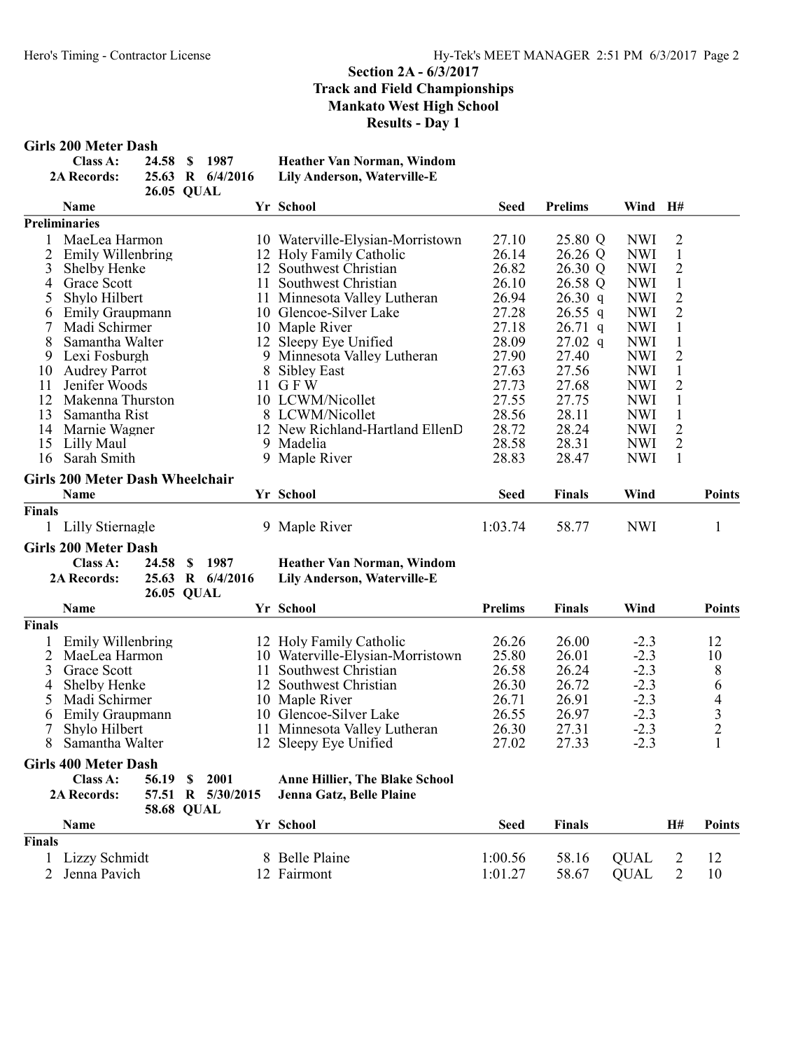## Section 2A - 6/3/2017
## Track and Field Championships
## Mankato West High School
## Results - Day 1

### Girls 200 Meter Dash

| | | | | |
|---|---|---|---|---|
| **Class A:** | **24.58** | **$** | **1987** | **Heather Van Norman, Windom** |
| **2A Records:** | **25.63** | **R** | **6/4/2016** | **Lily Anderson, Waterville-E** |
| | **26.05** | **QUAL** | | |

**Preliminaries**

| | Name | Yr | School | Seed | Prelims | | Wind | H# |
|---|---|---|---|---|---|---|---|---|
| 1 | MaeLea Harmon | 10 | Waterville-Elysian-Morristown | 27.10 | 25.80 | Q | NWI | 2 |
| 2 | Emily Willenbring | 12 | Holy Family Catholic | 26.14 | 26.26 | Q | NWI | 1 |
| 3 | Shelby Henke | 12 | Southwest Christian | 26.82 | 26.30 | Q | NWI | 2 |
| 4 | Grace Scott | 11 | Southwest Christian | 26.10 | 26.58 | Q | NWI | 1 |
| 5 | Shylo Hilbert | 11 | Minnesota Valley Lutheran | 26.94 | 26.30 | q | NWI | 2 |
| 6 | Emily Graupmann | 10 | Glencoe-Silver Lake | 27.28 | 26.55 | q | NWI | 2 |
| 7 | Madi Schirmer | 10 | Maple River | 27.18 | 26.71 | q | NWI | 1 |
| 8 | Samantha Walter | 12 | Sleepy Eye Unified | 28.09 | 27.02 | q | NWI | 1 |
| 9 | Lexi Fosburgh | 9 | Minnesota Valley Lutheran | 27.90 | 27.40 | | NWI | 2 |
| 10 | Audrey Parrot | 8 | Sibley East | 27.63 | 27.56 | | NWI | 1 |
| 11 | Jenifer Woods | 11 | G F W | 27.73 | 27.68 | | NWI | 2 |
| 12 | Makenna Thurston | 10 | LCWM/Nicollet | 27.55 | 27.75 | | NWI | 1 |
| 13 | Samantha Rist | 8 | LCWM/Nicollet | 28.56 | 28.11 | | NWI | 1 |
| 14 | Marnie Wagner | 12 | New Richland-Hartland EllenD | 28.72 | 28.24 | | NWI | 2 |
| 15 | Lilly Maul | 9 | Madelia | 28.58 | 28.31 | | NWI | 2 |
| 16 | Sarah Smith | 9 | Maple River | 28.83 | 28.47 | | NWI | 1 |

### Girls 200 Meter Dash Wheelchair

**Finals**

| | Name | Yr | School | Seed | Finals | Wind | Points |
|---|---|---|---|---|---|---|---|
| 1 | Lilly Stiernagle | 9 | Maple River | 1:03.74 | 58.77 | NWI | 1 |

### Girls 200 Meter Dash

| | | | | |
|---|---|---|---|---|
| **Class A:** | **24.58** | **$** | **1987** | **Heather Van Norman, Windom** |
| **2A Records:** | **25.63** | **R** | **6/4/2016** | **Lily Anderson, Waterville-E** |
| | **26.05** | **QUAL** | | |

**Finals**

| | Name | Yr | School | Prelims | Finals | Wind | Points |
|---|---|---|---|---|---|---|---|
| 1 | Emily Willenbring | 12 | Holy Family Catholic | 26.26 | 26.00 | -2.3 | 12 |
| 2 | MaeLea Harmon | 10 | Waterville-Elysian-Morristown | 25.80 | 26.01 | -2.3 | 10 |
| 3 | Grace Scott | 11 | Southwest Christian | 26.58 | 26.24 | -2.3 | 8 |
| 4 | Shelby Henke | 12 | Southwest Christian | 26.30 | 26.72 | -2.3 | 6 |
| 5 | Madi Schirmer | 10 | Maple River | 26.71 | 26.91 | -2.3 | 4 |
| 6 | Emily Graupmann | 10 | Glencoe-Silver Lake | 26.55 | 26.97 | -2.3 | 3 |
| 7 | Shylo Hilbert | 11 | Minnesota Valley Lutheran | 26.30 | 27.31 | -2.3 | 2 |
| 8 | Samantha Walter | 12 | Sleepy Eye Unified | 27.02 | 27.33 | -2.3 | 1 |

### Girls 400 Meter Dash

| | | | | |
|---|---|---|---|---|
| **Class A:** | **56.19** | **$** | **2001** | **Anne Hillier, The Blake School** |
| **2A Records:** | **57.51** | **R** | **5/30/2015** | **Jenna Gatz, Belle Plaine** |
| | **58.68** | **QUAL** | | |

**Finals**

| | Name | Yr | School | Seed | Finals | | H# | Points |
|---|---|---|---|---|---|---|---|---|
| 1 | Lizzy Schmidt | 8 | Belle Plaine | 1:00.56 | 58.16 | QUAL | 2 | 12 |
| 2 | Jenna Pavich | 12 | Fairmont | 1:01.27 | 58.67 | QUAL | 2 | 10 |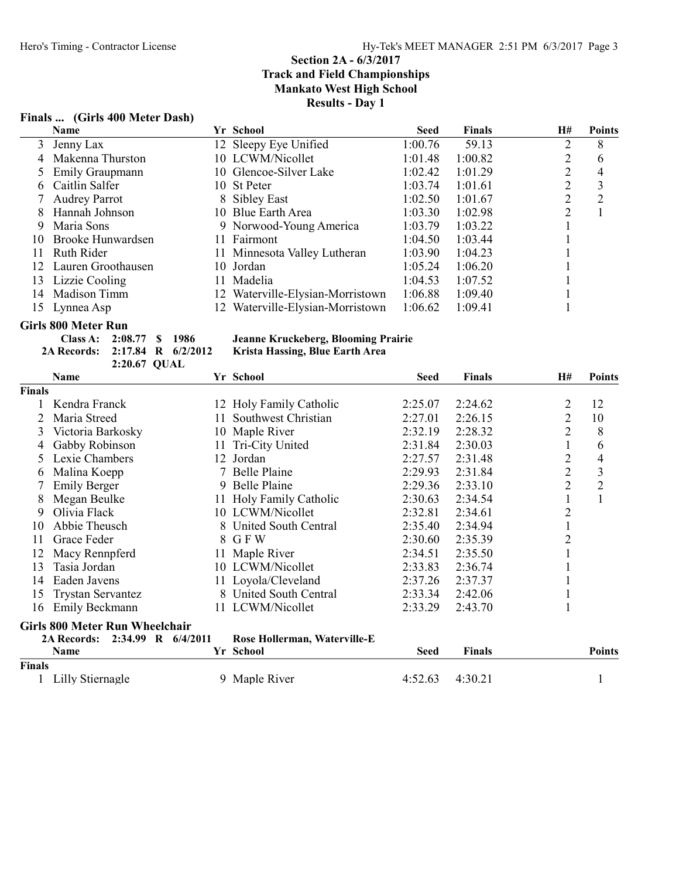## Section 2A - 6/3/2017
## Track and Field Championships
## Mankato West High School
## Results - Day 1

### Finals ... (Girls 400 Meter Dash)

| | Name | Yr | School | Seed | Finals | H# | Points |
|---|---|---|---|---|---|---|---|
| 3 | Jenny Lax | 12 | Sleepy Eye Unified | 1:00.76 | 59.13 | 2 | 8 |
| 4 | Makenna Thurston | 10 | LCWM/Nicollet | 1:01.48 | 1:00.82 | 2 | 6 |
| 5 | Emily Graupmann | 10 | Glencoe-Silver Lake | 1:02.42 | 1:01.29 | 2 | 4 |
| 6 | Caitlin Salfer | 10 | St Peter | 1:03.74 | 1:01.61 | 2 | 3 |
| 7 | Audrey Parrot | 8 | Sibley East | 1:02.50 | 1:01.67 | 2 | 2 |
| 8 | Hannah Johnson | 10 | Blue Earth Area | 1:03.30 | 1:02.98 | 2 | 1 |
| 9 | Maria Sons | 9 | Norwood-Young America | 1:03.79 | 1:03.22 | 1 | |
| 10 | Brooke Hunwardsen | 11 | Fairmont | 1:04.50 | 1:03.44 | 1 | |
| 11 | Ruth Rider | 11 | Minnesota Valley Lutheran | 1:03.90 | 1:04.23 | 1 | |
| 12 | Lauren Groothausen | 10 | Jordan | 1:05.24 | 1:06.20 | 1 | |
| 13 | Lizzie Cooling | 11 | Madelia | 1:04.53 | 1:07.52 | 1 | |
| 14 | Madison Timm | 12 | Waterville-Elysian-Morristown | 1:06.88 | 1:09.40 | 1 | |
| 15 | Lynnea Asp | 12 | Waterville-Elysian-Morristown | 1:06.62 | 1:09.41 | 1 | |

### Girls 800 Meter Run

**Class A: 2:08.77 $ 1986 Jeanne Kruckeberg, Blooming Prairie**
**2A Records: 2:17.84 R 6/2/2012 Krista Hassing, Blue Earth Area**
**2:20.67 QUAL**

| | Name | Yr | School | Seed | Finals | H# | Points |
|---|---|---|---|---|---|---|---|
| **Finals** | | | | | | | |
| 1 | Kendra Franck | 12 | Holy Family Catholic | 2:25.07 | 2:24.62 | 2 | 12 |
| 2 | Maria Streed | 11 | Southwest Christian | 2:27.01 | 2:26.15 | 2 | 10 |
| 3 | Victoria Barkosky | 10 | Maple River | 2:32.19 | 2:28.32 | 2 | 8 |
| 4 | Gabby Robinson | 11 | Tri-City United | 2:31.84 | 2:30.03 | 1 | 6 |
| 5 | Lexie Chambers | 12 | Jordan | 2:27.57 | 2:31.48 | 2 | 4 |
| 6 | Malina Koepp | 7 | Belle Plaine | 2:29.93 | 2:31.84 | 2 | 3 |
| 7 | Emily Berger | 9 | Belle Plaine | 2:29.36 | 2:33.10 | 2 | 2 |
| 8 | Megan Beulke | 11 | Holy Family Catholic | 2:30.63 | 2:34.54 | 1 | 1 |
| 9 | Olivia Flack | 10 | LCWM/Nicollet | 2:32.81 | 2:34.61 | 2 | |
| 10 | Abbie Theusch | 8 | United South Central | 2:35.40 | 2:34.94 | 1 | |
| 11 | Grace Feder | 8 | G F W | 2:30.60 | 2:35.39 | 2 | |
| 12 | Macy Rennpferd | 11 | Maple River | 2:34.51 | 2:35.50 | 1 | |
| 13 | Tasia Jordan | 10 | LCWM/Nicollet | 2:33.83 | 2:36.74 | 1 | |
| 14 | Eaden Javens | 11 | Loyola/Cleveland | 2:37.26 | 2:37.37 | 1 | |
| 15 | Trystan Servantez | 8 | United South Central | 2:33.34 | 2:42.06 | 1 | |
| 16 | Emily Beckmann | 11 | LCWM/Nicollet | 2:33.29 | 2:43.70 | 1 | |

### Girls 800 Meter Run Wheelchair

**2A Records: 2:34.99 R 6/4/2011 Rose Hollerman, Waterville-E**

| | Name | Yr | School | Seed | Finals | Points |
|---|---|---|---|---|---|---|
| **Finals** | | | | | | |
| 1 | Lilly Stiernagle | 9 | Maple River | 4:52.63 | 4:30.21 | 1 |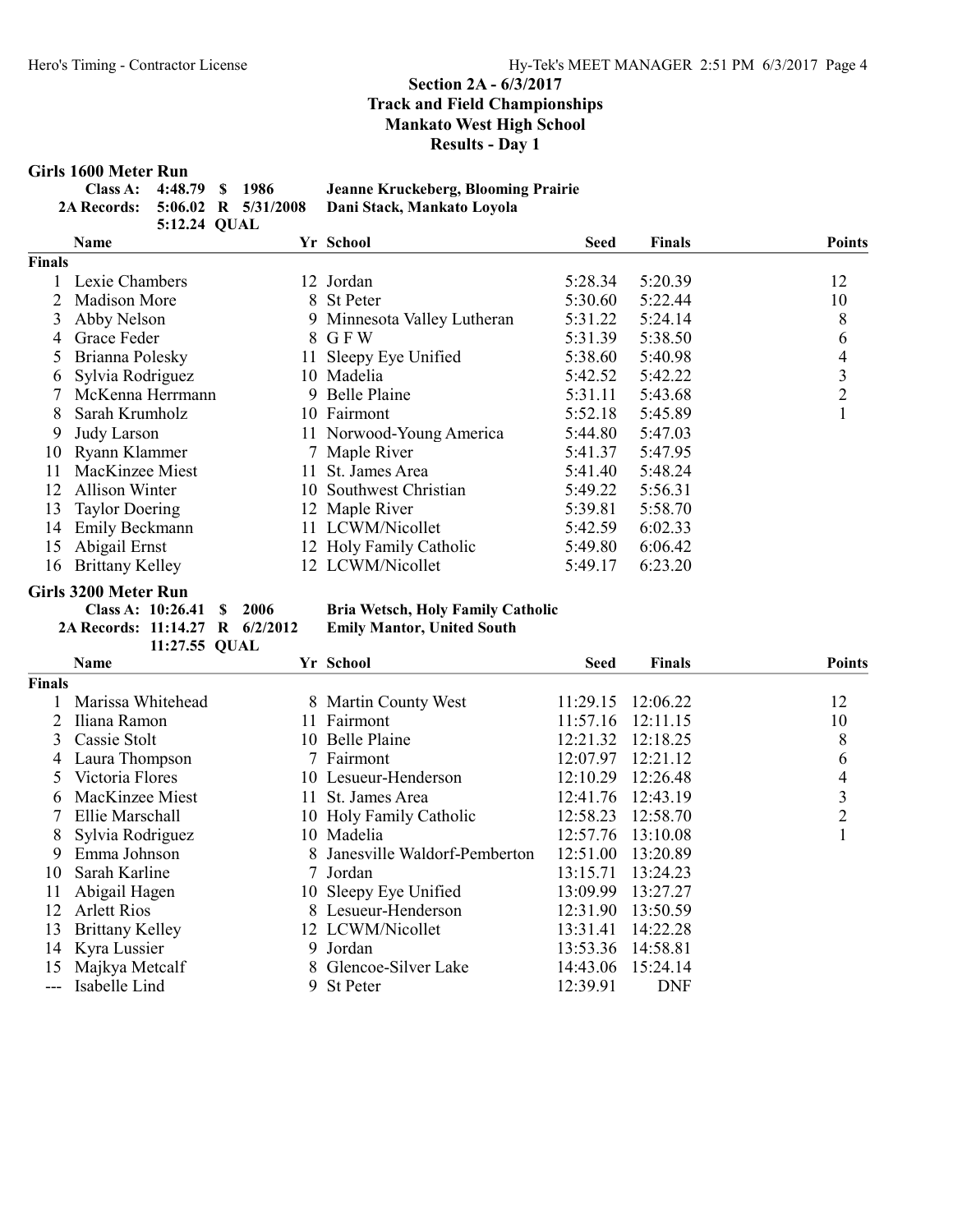## Section 2A - 6/3/2017
## Track and Field Championships
## Mankato West High School
## Results - Day 1

### Girls 1600 Meter Run

| | | | | |
|---|---|---|---|---|
| Class A: | 4:48.79 | $ | 1986 | Jeanne Kruckeberg, Blooming Prairie |
| 2A Records: | 5:06.02 | R | 5/31/2008 | Dani Stack, Mankato Loyola |
| | 5:12.24 | QUAL | | |

| | Name | Yr | School | Seed | Finals | Points |
|---|---|---|---|---|---|---|
| **Finals** | | | | | | |
| 1 | Lexie Chambers | 12 | Jordan | 5:28.34 | 5:20.39 | 12 |
| 2 | Madison More | 8 | St Peter | 5:30.60 | 5:22.44 | 10 |
| 3 | Abby Nelson | 9 | Minnesota Valley Lutheran | 5:31.22 | 5:24.14 | 8 |
| 4 | Grace Feder | 8 | G F W | 5:31.39 | 5:38.50 | 6 |
| 5 | Brianna Polesky | 11 | Sleepy Eye Unified | 5:38.60 | 5:40.98 | 4 |
| 6 | Sylvia Rodriguez | 10 | Madelia | 5:42.52 | 5:42.22 | 3 |
| 7 | McKenna Herrmann | 9 | Belle Plaine | 5:31.11 | 5:43.68 | 2 |
| 8 | Sarah Krumholz | 10 | Fairmont | 5:52.18 | 5:45.89 | 1 |
| 9 | Judy Larson | 11 | Norwood-Young America | 5:44.80 | 5:47.03 | |
| 10 | Ryann Klammer | 7 | Maple River | 5:41.37 | 5:47.95 | |
| 11 | MacKinzee Miest | 11 | St. James Area | 5:41.40 | 5:48.24 | |
| 12 | Allison Winter | 10 | Southwest Christian | 5:49.22 | 5:56.31 | |
| 13 | Taylor Doering | 12 | Maple River | 5:39.81 | 5:58.70 | |
| 14 | Emily Beckmann | 11 | LCWM/Nicollet | 5:42.59 | 6:02.33 | |
| 15 | Abigail Ernst | 12 | Holy Family Catholic | 5:49.80 | 6:06.42 | |
| 16 | Brittany Kelley | 12 | LCWM/Nicollet | 5:49.17 | 6:23.20 | |

### Girls 3200 Meter Run

| | | | | |
|---|---|---|---|---|
| Class A: | 10:26.41 | $ | 2006 | Bria Wetsch, Holy Family Catholic |
| 2A Records: | 11:14.27 | R | 6/2/2012 | Emily Mantor, United South |
| | 11:27.55 | QUAL | | |

| | Name | Yr | School | Seed | Finals | Points |
|---|---|---|---|---|---|---|
| **Finals** | | | | | | |
| 1 | Marissa Whitehead | 8 | Martin County West | 11:29.15 | 12:06.22 | 12 |
| 2 | Iliana Ramon | 11 | Fairmont | 11:57.16 | 12:11.15 | 10 |
| 3 | Cassie Stolt | 10 | Belle Plaine | 12:21.32 | 12:18.25 | 8 |
| 4 | Laura Thompson | 7 | Fairmont | 12:07.97 | 12:21.12 | 6 |
| 5 | Victoria Flores | 10 | Lesueur-Henderson | 12:10.29 | 12:26.48 | 4 |
| 6 | MacKinzee Miest | 11 | St. James Area | 12:41.76 | 12:43.19 | 3 |
| 7 | Ellie Marschall | 10 | Holy Family Catholic | 12:58.23 | 12:58.70 | 2 |
| 8 | Sylvia Rodriguez | 10 | Madelia | 12:57.76 | 13:10.08 | 1 |
| 9 | Emma Johnson | 8 | Janesville Waldorf-Pemberton | 12:51.00 | 13:20.89 | |
| 10 | Sarah Karline | 7 | Jordan | 13:15.71 | 13:24.23 | |
| 11 | Abigail Hagen | 10 | Sleepy Eye Unified | 13:09.99 | 13:27.27 | |
| 12 | Arlett Rios | 8 | Lesueur-Henderson | 12:31.90 | 13:50.59 | |
| 13 | Brittany Kelley | 12 | LCWM/Nicollet | 13:31.41 | 14:22.28 | |
| 14 | Kyra Lussier | 9 | Jordan | 13:53.36 | 14:58.81 | |
| 15 | Majkya Metcalf | 8 | Glencoe-Silver Lake | 14:43.06 | 15:24.14 | |
| --- | Isabelle Lind | 9 | St Peter | 12:39.91 | DNF | |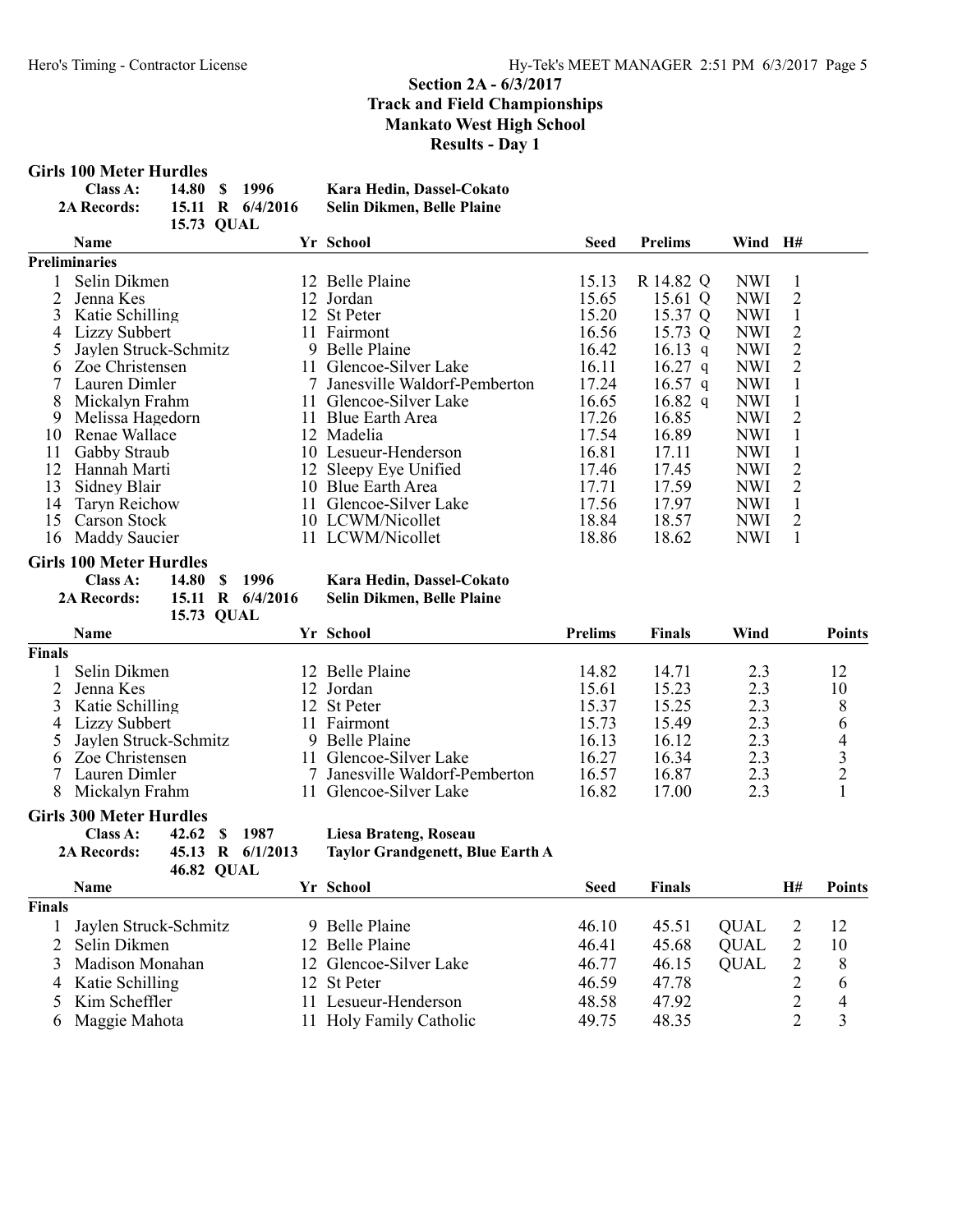## Section 2A - 6/3/2017
## Track and Field Championships
## Mankato West High School
## Results - Day 1

### Girls 100 Meter Hurdles

| | | | | |
|---|---|---|---|---|
| Class A: | 14.80 | $ | 1996 | Kara Hedin, Dassel-Cokato |
| 2A Records: | 15.11 | R | 6/4/2016 | Selin Dikmen, Belle Plaine |
| | 15.73 | QUAL | | |

**Preliminaries**

| | Name | Yr | School | Seed | Prelims | | Wind | H# |
|---|---|---|---|---|---|---|---|---|
| 1 | Selin Dikmen | 12 | Belle Plaine | 15.13 | R 14.82 | Q | NWI | 1 |
| 2 | Jenna Kes | 12 | Jordan | 15.65 | 15.61 | Q | NWI | 2 |
| 3 | Katie Schilling | 12 | St Peter | 15.20 | 15.37 | Q | NWI | 1 |
| 4 | Lizzy Subbert | 11 | Fairmont | 16.56 | 15.73 | Q | NWI | 2 |
| 5 | Jaylen Struck-Schmitz | 9 | Belle Plaine | 16.42 | 16.13 | q | NWI | 2 |
| 6 | Zoe Christensen | 11 | Glencoe-Silver Lake | 16.11 | 16.27 | q | NWI | 2 |
| 7 | Lauren Dimler | 7 | Janesville Waldorf-Pemberton | 17.24 | 16.57 | q | NWI | 1 |
| 8 | Mickalyn Frahm | 11 | Glencoe-Silver Lake | 16.65 | 16.82 | q | NWI | 1 |
| 9 | Melissa Hagedorn | 11 | Blue Earth Area | 17.26 | 16.85 | | NWI | 2 |
| 10 | Renae Wallace | 12 | Madelia | 17.54 | 16.89 | | NWI | 1 |
| 11 | Gabby Straub | 10 | Lesueur-Henderson | 16.81 | 17.11 | | NWI | 1 |
| 12 | Hannah Marti | 12 | Sleepy Eye Unified | 17.46 | 17.45 | | NWI | 2 |
| 13 | Sidney Blair | 10 | Blue Earth Area | 17.71 | 17.59 | | NWI | 2 |
| 14 | Taryn Reichow | 11 | Glencoe-Silver Lake | 17.56 | 17.97 | | NWI | 1 |
| 15 | Carson Stock | 10 | LCWM/Nicollet | 18.84 | 18.57 | | NWI | 2 |
| 16 | Maddy Saucier | 11 | LCWM/Nicollet | 18.86 | 18.62 | | NWI | 1 |

### Girls 100 Meter Hurdles

| | | | | |
|---|---|---|---|---|
| Class A: | 14.80 | $ | 1996 | Kara Hedin, Dassel-Cokato |
| 2A Records: | 15.11 | R | 6/4/2016 | Selin Dikmen, Belle Plaine |
| | 15.73 | QUAL | | |

**Finals**

| | Name | Yr | School | Prelims | Finals | Wind | Points |
|---|---|---|---|---|---|---|---|
| 1 | Selin Dikmen | 12 | Belle Plaine | 14.82 | 14.71 | 2.3 | 12 |
| 2 | Jenna Kes | 12 | Jordan | 15.61 | 15.23 | 2.3 | 10 |
| 3 | Katie Schilling | 12 | St Peter | 15.37 | 15.25 | 2.3 | 8 |
| 4 | Lizzy Subbert | 11 | Fairmont | 15.73 | 15.49 | 2.3 | 6 |
| 5 | Jaylen Struck-Schmitz | 9 | Belle Plaine | 16.13 | 16.12 | 2.3 | 4 |
| 6 | Zoe Christensen | 11 | Glencoe-Silver Lake | 16.27 | 16.34 | 2.3 | 3 |
| 7 | Lauren Dimler | 7 | Janesville Waldorf-Pemberton | 16.57 | 16.87 | 2.3 | 2 |
| 8 | Mickalyn Frahm | 11 | Glencoe-Silver Lake | 16.82 | 17.00 | 2.3 | 1 |

### Girls 300 Meter Hurdles

| | | | | |
|---|---|---|---|---|
| Class A: | 42.62 | $ | 1987 | Liesa Brateng, Roseau |
| 2A Records: | 45.13 | R | 6/1/2013 | Taylor Grandgenett, Blue Earth A |
| | 46.82 | QUAL | | |

**Finals**

| | Name | Yr | School | Seed | Finals | | H# | Points |
|---|---|---|---|---|---|---|---|---|
| 1 | Jaylen Struck-Schmitz | 9 | Belle Plaine | 46.10 | 45.51 | QUAL | 2 | 12 |
| 2 | Selin Dikmen | 12 | Belle Plaine | 46.41 | 45.68 | QUAL | 2 | 10 |
| 3 | Madison Monahan | 12 | Glencoe-Silver Lake | 46.77 | 46.15 | QUAL | 2 | 8 |
| 4 | Katie Schilling | 12 | St Peter | 46.59 | 47.78 | | 2 | 6 |
| 5 | Kim Scheffler | 11 | Lesueur-Henderson | 48.58 | 47.92 | | 2 | 4 |
| 6 | Maggie Mahota | 11 | Holy Family Catholic | 49.75 | 48.35 | | 2 | 3 |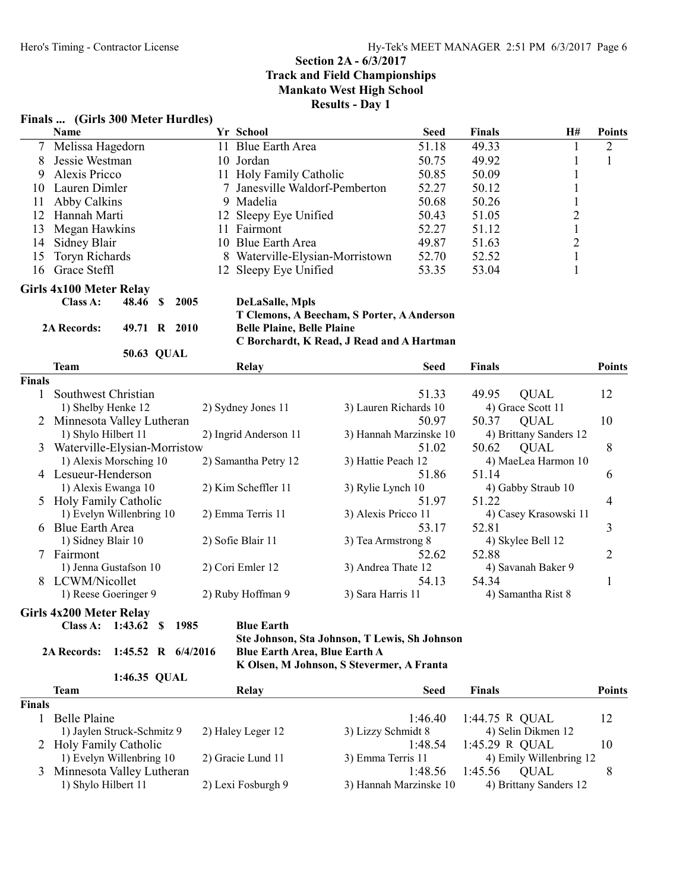## Section 2A - 6/3/2017
## Track and Field Championships
## Mankato West High School
## Results - Day 1

### Finals ... (Girls 300 Meter Hurdles)

| | Name | Yr | School | Seed | Finals | H# | Points |
|---|---|---|---|---|---|---|---|
| 7 | Melissa Hagedorn | 11 | Blue Earth Area | 51.18 | 49.33 | 1 | 2 |
| 8 | Jessie Westman | 10 | Jordan | 50.75 | 49.92 | 1 | 1 |
| 9 | Alexis Pricco | 11 | Holy Family Catholic | 50.85 | 50.09 | 1 | |
| 10 | Lauren Dimler | 7 | Janesville Waldorf-Pemberton | 52.27 | 50.12 | 1 | |
| 11 | Abby Calkins | 9 | Madelia | 50.68 | 50.26 | 1 | |
| 12 | Hannah Marti | 12 | Sleepy Eye Unified | 50.43 | 51.05 | 2 | |
| 13 | Megan Hawkins | 11 | Fairmont | 52.27 | 51.12 | 1 | |
| 14 | Sidney Blair | 10 | Blue Earth Area | 49.87 | 51.63 | 2 | |
| 15 | Toryn Richards | 8 | Waterville-Elysian-Morristown | 52.70 | 52.52 | 1 | |
| 16 | Grace Steffl | 12 | Sleepy Eye Unified | 53.35 | 53.04 | 1 | |

### Girls 4x100 Meter Relay

Class A: 48.46 $ 2005 DeLaSalle, Mpls
T Clemons, A Beecham, S Porter, A Anderson

2A Records: 49.71 R 2010 Belle Plaine, Belle Plaine
C Borchardt, K Read, J Read and A Hartman

50.63 QUAL

| | Team | Relay | Seed | Finals | | Points |
|---|---|---|---|---|---|---|
| **Finals** | | | | | | |
| 1 | Southwest Christian | | 51.33 | 49.95 | QUAL | 12 |
| | 1) Shelby Henke 12 | 2) Sydney Jones 11 | 3) Lauren Richards 10 | 4) Grace Scott 11 | | |
| 2 | Minnesota Valley Lutheran | | 50.97 | 50.37 | QUAL | 10 |
| | 1) Shylo Hilbert 11 | 2) Ingrid Anderson 11 | 3) Hannah Marzinske 10 | 4) Brittany Sanders 12 | | |
| 3 | Waterville-Elysian-Morristow | | 51.02 | 50.62 | QUAL | 8 |
| | 1) Alexis Morsching 10 | 2) Samantha Petry 12 | 3) Hattie Peach 12 | 4) MaeLea Harmon 10 | | |
| 4 | Lesueur-Henderson | | 51.86 | 51.14 | | 6 |
| | 1) Alexis Ewanga 10 | 2) Kim Scheffler 11 | 3) Rylie Lynch 10 | 4) Gabby Straub 10 | | |
| 5 | Holy Family Catholic | | 51.97 | 51.22 | | 4 |
| | 1) Evelyn Willenbring 10 | 2) Emma Terris 11 | 3) Alexis Pricco 11 | 4) Casey Krasowski 11 | | |
| 6 | Blue Earth Area | | 53.17 | 52.81 | | 3 |
| | 1) Sidney Blair 10 | 2) Sofie Blair 11 | 3) Tea Armstrong 8 | 4) Skylee Bell 12 | | |
| 7 | Fairmont | | 52.62 | 52.88 | | 2 |
| | 1) Jenna Gustafson 10 | 2) Cori Emler 12 | 3) Andrea Thate 12 | 4) Savanah Baker 9 | | |
| 8 | LCWM/Nicollet | | 54.13 | 54.34 | | 1 |
| | 1) Reese Goeringer 9 | 2) Ruby Hoffman 9 | 3) Sara Harris 11 | 4) Samantha Rist 8 | | |

### Girls 4x200 Meter Relay

Class A: 1:43.62 $ 1985 Blue Earth
Ste Johnson, Sta Johnson, T Lewis, Sh Johnson

2A Records: 1:45.52 R 6/4/2016 Blue Earth Area, Blue Earth A
K Olsen, M Johnson, S Stevermer, A Franta

1:46.35 QUAL

| | Team | Relay | Seed | Finals | | Points |
|---|---|---|---|---|---|---|
| **Finals** | | | | | | |
| 1 | Belle Plaine | | 1:46.40 | 1:44.75 R | QUAL | 12 |
| | 1) Jaylen Struck-Schmitz 9 | 2) Haley Leger 12 | 3) Lizzy Schmidt 8 | 4) Selin Dikmen 12 | | |
| 2 | Holy Family Catholic | | 1:48.54 | 1:45.29 R | QUAL | 10 |
| | 1) Evelyn Willenbring 10 | 2) Gracie Lund 11 | 3) Emma Terris 11 | 4) Emily Willenbring 12 | | |
| 3 | Minnesota Valley Lutheran | | 1:48.56 | 1:45.56 | QUAL | 8 |
| | 1) Shylo Hilbert 11 | 2) Lexi Fosburgh 9 | 3) Hannah Marzinske 10 | 4) Brittany Sanders 12 | | |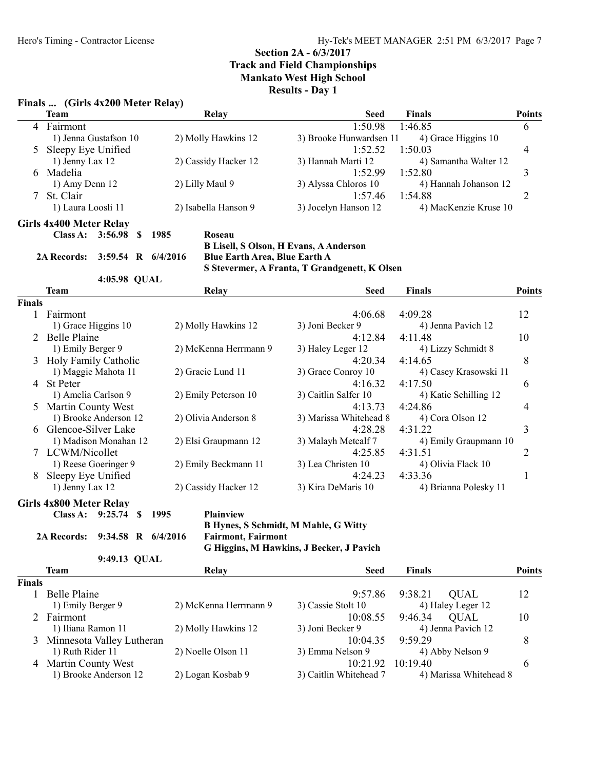## Section 2A - 6/3/2017
## Track and Field Championships
## Mankato West High School
## Results - Day 1

### Finals ... (Girls 4x200 Meter Relay)

| | Team | Relay | | Seed | Finals | Points |
|---|---|---|---|---|---|---|
| 4 | Fairmont | | | 1:50.98 | 1:46.85 | 6 |
| | 1) Jenna Gustafson 10 | 2) Molly Hawkins 12 | 3) Brooke Hunwardsen 11 | 4) Grace Higgins 10 | | |
| 5 | Sleepy Eye Unified | | | 1:52.52 | 1:50.03 | 4 |
| | 1) Jenny Lax 12 | 2) Cassidy Hacker 12 | 3) Hannah Marti 12 | 4) Samantha Walter 12 | | |
| 6 | Madelia | | | 1:52.99 | 1:52.80 | 3 |
| | 1) Amy Denn 12 | 2) Lilly Maul 9 | 3) Alyssa Chloros 10 | 4) Hannah Johanson 12 | | |
| 7 | St. Clair | | | 1:57.46 | 1:54.88 | 2 |
| | 1) Laura Loosli 11 | 2) Isabella Hanson 9 | 3) Jocelyn Hanson 12 | 4) MacKenzie Kruse 10 | | |

### Girls 4x400 Meter Relay

**Class A: 3:56.98 $ 1985 Roseau**
**B Lisell, S Olson, H Evans, A Anderson**
**2A Records: 3:59.54 R 6/4/2016 Blue Earth Area, Blue Earth A**
**S Stevermer, A Franta, T Grandgenett, K Olsen**
**4:05.98 QUAL**

**Finals**

| | Team | Relay | | Seed | Finals | Points |
|---|---|---|---|---|---|---|
| 1 | Fairmont | | | 4:06.68 | 4:09.28 | 12 |
| | 1) Grace Higgins 10 | 2) Molly Hawkins 12 | 3) Joni Becker 9 | 4) Jenna Pavich 12 | | |
| 2 | Belle Plaine | | | 4:12.84 | 4:11.48 | 10 |
| | 1) Emily Berger 9 | 2) McKenna Herrmann 9 | 3) Haley Leger 12 | 4) Lizzy Schmidt 8 | | |
| 3 | Holy Family Catholic | | | 4:20.34 | 4:14.65 | 8 |
| | 1) Maggie Mahota 11 | 2) Gracie Lund 11 | 3) Grace Conroy 10 | 4) Casey Krasowski 11 | | |
| 4 | St Peter | | | 4:16.32 | 4:17.50 | 6 |
| | 1) Amelia Carlson 9 | 2) Emily Peterson 10 | 3) Caitlin Salfer 10 | 4) Katie Schilling 12 | | |
| 5 | Martin County West | | | 4:13.73 | 4:24.86 | 4 |
| | 1) Brooke Anderson 12 | 2) Olivia Anderson 8 | 3) Marissa Whitehead 8 | 4) Cora Olson 12 | | |
| 6 | Glencoe-Silver Lake | | | 4:28.28 | 4:31.22 | 3 |
| | 1) Madison Monahan 12 | 2) Elsi Graupmann 12 | 3) Malayh Metcalf 7 | 4) Emily Graupmann 10 | | |
| 7 | LCWM/Nicollet | | | 4:25.85 | 4:31.51 | 2 |
| | 1) Reese Goeringer 9 | 2) Emily Beckmann 11 | 3) Lea Christen 10 | 4) Olivia Flack 10 | | |
| 8 | Sleepy Eye Unified | | | 4:24.23 | 4:33.36 | 1 |
| | 1) Jenny Lax 12 | 2) Cassidy Hacker 12 | 3) Kira DeMaris 10 | 4) Brianna Polesky 11 | | |

### Girls 4x800 Meter Relay

**Class A: 9:25.74 $ 1995 Plainview**
**B Hynes, S Schmidt, M Mahle, G Witty**
**2A Records: 9:34.58 R 6/4/2016 Fairmont, Fairmont**
**G Higgins, M Hawkins, J Becker, J Pavich**
**9:49.13 QUAL**

**Finals**

| | Team | Relay | | Seed | Finals | | Points |
|---|---|---|---|---|---|---|---|
| 1 | Belle Plaine | | | 9:57.86 | 9:38.21 | QUAL | 12 |
| | 1) Emily Berger 9 | 2) McKenna Herrmann 9 | 3) Cassie Stolt 10 | 4) Haley Leger 12 | | | |
| 2 | Fairmont | | | 10:08.55 | 9:46.34 | QUAL | 10 |
| | 1) Iliana Ramon 11 | 2) Molly Hawkins 12 | 3) Joni Becker 9 | 4) Jenna Pavich 12 | | | |
| 3 | Minnesota Valley Lutheran | | | 10:04.35 | 9:59.29 | | 8 |
| | 1) Ruth Rider 11 | 2) Noelle Olson 11 | 3) Emma Nelson 9 | 4) Abby Nelson 9 | | | |
| 4 | Martin County West | | | 10:21.92 | 10:19.40 | | 6 |
| | 1) Brooke Anderson 12 | 2) Logan Kosbab 9 | 3) Caitlin Whitehead 7 | 4) Marissa Whitehead 8 | | | |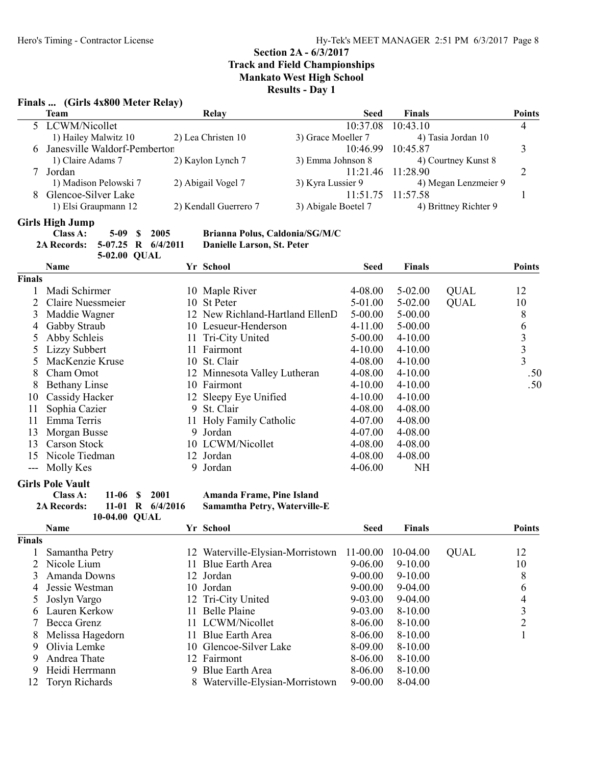## Section 2A - 6/3/2017
## Track and Field Championships
## Mankato West High School
## Results - Day 1

### Finals ... (Girls 4x800 Meter Relay)

| | Team | Relay | | Seed | Finals | Points |
|---|---|---|---|---|---|---|
| 5 | LCWM/Nicollet | | | 10:37.08 | 10:43.10 | 4 |
| | 1) Hailey Malwitz 10 | 2) Lea Christen 10 | 3) Grace Moeller 7 | | 4) Tasia Jordan 10 | |
| 6 | Janesville Waldorf-Pemberton | | | 10:46.99 | 10:45.87 | 3 |
| | 1) Claire Adams 7 | 2) Kaylon Lynch 7 | 3) Emma Johnson 8 | | 4) Courtney Kunst 8 | |
| 7 | Jordan | | | 11:21.46 | 11:28.90 | 2 |
| | 1) Madison Pelowski 7 | 2) Abigail Vogel 7 | 3) Kyra Lussier 9 | | 4) Megan Lenzmeier 9 | |
| 8 | Glencoe-Silver Lake | | | 11:51.75 | 11:57.58 | 1 |
| | 1) Elsi Graupmann 12 | 2) Kendall Guerrero 7 | 3) Abigale Boetel 7 | | 4) Brittney Richter 9 | |

### Girls High Jump

**Class A:** 5-09 $ 2005 **Brianna Polus, Caldonia/SG/M/C**
**2A Records:** 5-07.25 R 6/4/2011 **Danielle Larson, St. Peter**
5-02.00 QUAL

| | Name | Yr | School | Seed | Finals | | Points |
|---|---|---|---|---|---|---|---|
| **Finals** | | | | | | | |
| 1 | Madi Schirmer | 10 | Maple River | 4-08.00 | 5-02.00 | QUAL | 12 |
| 2 | Claire Nuessmeier | 10 | St Peter | 5-01.00 | 5-02.00 | QUAL | 10 |
| 3 | Maddie Wagner | 12 | New Richland-Hartland EllenD | 5-00.00 | 5-00.00 | | 8 |
| 4 | Gabby Straub | 10 | Lesueur-Henderson | 4-11.00 | 5-00.00 | | 6 |
| 5 | Abby Schleis | 11 | Tri-City United | 5-00.00 | 4-10.00 | | 3 |
| 5 | Lizzy Subbert | 11 | Fairmont | 4-10.00 | 4-10.00 | | 3 |
| 5 | MacKenzie Kruse | 10 | St. Clair | 4-08.00 | 4-10.00 | | 3 |
| 8 | Cham Omot | 12 | Minnesota Valley Lutheran | 4-08.00 | 4-10.00 | | .50 |
| 8 | Bethany Linse | 10 | Fairmont | 4-10.00 | 4-10.00 | | .50 |
| 10 | Cassidy Hacker | 12 | Sleepy Eye Unified | 4-10.00 | 4-10.00 | | |
| 11 | Sophia Cazier | 9 | St. Clair | 4-08.00 | 4-08.00 | | |
| 11 | Emma Terris | 11 | Holy Family Catholic | 4-07.00 | 4-08.00 | | |
| 13 | Morgan Busse | 9 | Jordan | 4-07.00 | 4-08.00 | | |
| 13 | Carson Stock | 10 | LCWM/Nicollet | 4-08.00 | 4-08.00 | | |
| 15 | Nicole Tiedman | 12 | Jordan | 4-08.00 | 4-08.00 | | |
| --- | Molly Kes | 9 | Jordan | 4-06.00 | NH | | |

### Girls Pole Vault

**Class A:** 11-06 $ 2001 **Amanda Frame, Pine Island**
**2A Records:** 11-01 R 6/4/2016 **Samamtha Petry, Waterville-E**
10-04.00 QUAL

| | Name | Yr | School | Seed | Finals | | Points |
|---|---|---|---|---|---|---|---|
| **Finals** | | | | | | | |
| 1 | Samantha Petry | 12 | Waterville-Elysian-Morristown | 11-00.00 | 10-04.00 | QUAL | 12 |
| 2 | Nicole Lium | 11 | Blue Earth Area | 9-06.00 | 9-10.00 | | 10 |
| 3 | Amanda Downs | 12 | Jordan | 9-00.00 | 9-10.00 | | 8 |
| 4 | Jessie Westman | 10 | Jordan | 9-00.00 | 9-04.00 | | 6 |
| 5 | Joslyn Vargo | 12 | Tri-City United | 9-03.00 | 9-04.00 | | 4 |
| 6 | Lauren Kerkow | 11 | Belle Plaine | 9-03.00 | 8-10.00 | | 3 |
| 7 | Becca Grenz | 11 | LCWM/Nicollet | 8-06.00 | 8-10.00 | | 2 |
| 8 | Melissa Hagedorn | 11 | Blue Earth Area | 8-06.00 | 8-10.00 | | 1 |
| 9 | Olivia Lemke | 10 | Glencoe-Silver Lake | 8-09.00 | 8-10.00 | | |
| 9 | Andrea Thate | 12 | Fairmont | 8-06.00 | 8-10.00 | | |
| 9 | Heidi Herrmann | 9 | Blue Earth Area | 8-06.00 | 8-10.00 | | |
| 12 | Toryn Richards | 8 | Waterville-Elysian-Morristown | 9-00.00 | 8-04.00 | | |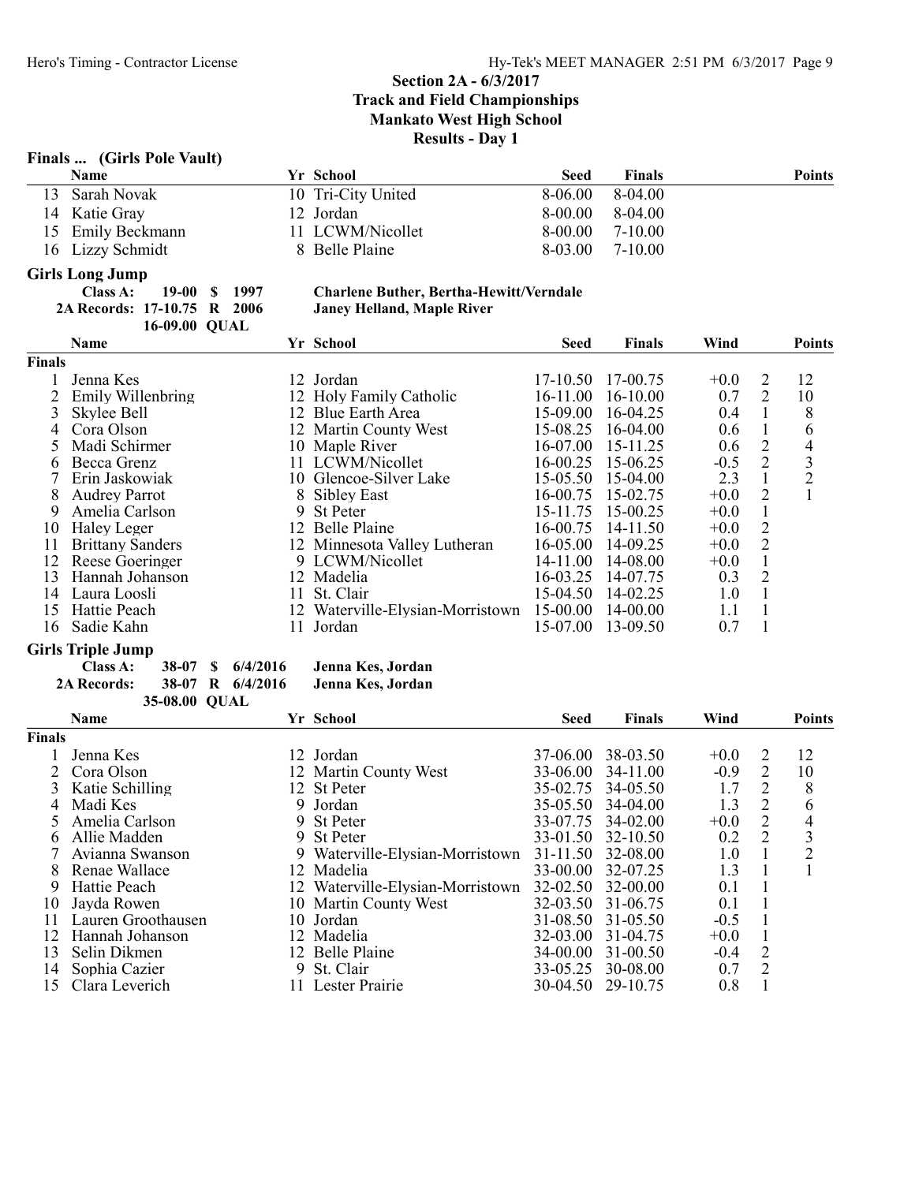## Section 2A - 6/3/2017
## Track and Field Championships
## Mankato West High School
## Results - Day 1

### Finals ... (Girls Pole Vault)

| | Name | Yr | School | Seed | Finals | Points |
|---|---|---|---|---|---|---|
| 13 | Sarah Novak | 10 | Tri-City United | 8-06.00 | 8-04.00 | |
| 14 | Katie Gray | 12 | Jordan | 8-00.00 | 8-04.00 | |
| 15 | Emily Beckmann | 11 | LCWM/Nicollet | 8-00.00 | 7-10.00 | |
| 16 | Lizzy Schmidt | 8 | Belle Plaine | 8-03.00 | 7-10.00 | |

### Girls Long Jump

**Class A: 19-00 $ 1997 Charlene Buther, Bertha-Hewitt/Verndale**
**2A Records: 17-10.75 R 2006 Janey Helland, Maple River**
**16-09.00 QUAL**

| | Name | Yr | School | Seed | Finals | Wind | | Points |
|---|---|---|---|---|---|---|---|---|
| **Finals** | | | | | | | | |
| 1 | Jenna Kes | 12 | Jordan | 17-10.50 | 17-00.75 | +0.0 | 2 | 12 |
| 2 | Emily Willenbring | 12 | Holy Family Catholic | 16-11.00 | 16-10.00 | 0.7 | 2 | 10 |
| 3 | Skylee Bell | 12 | Blue Earth Area | 15-09.00 | 16-04.25 | 0.4 | 1 | 8 |
| 4 | Cora Olson | 12 | Martin County West | 15-08.25 | 16-04.00 | 0.6 | 1 | 6 |
| 5 | Madi Schirmer | 10 | Maple River | 16-07.00 | 15-11.25 | 0.6 | 2 | 4 |
| 6 | Becca Grenz | 11 | LCWM/Nicollet | 16-00.25 | 15-06.25 | -0.5 | 2 | 3 |
| 7 | Erin Jaskowiak | 10 | Glencoe-Silver Lake | 15-05.50 | 15-04.00 | 2.3 | 1 | 2 |
| 8 | Audrey Parrot | 8 | Sibley East | 16-00.75 | 15-02.75 | +0.0 | 2 | 1 |
| 9 | Amelia Carlson | 9 | St Peter | 15-11.75 | 15-00.25 | +0.0 | 1 | |
| 10 | Haley Leger | 12 | Belle Plaine | 16-00.75 | 14-11.50 | +0.0 | 2 | |
| 11 | Brittany Sanders | 12 | Minnesota Valley Lutheran | 16-05.00 | 14-09.25 | +0.0 | 2 | |
| 12 | Reese Goeringer | 9 | LCWM/Nicollet | 14-11.00 | 14-08.00 | +0.0 | 1 | |
| 13 | Hannah Johanson | 12 | Madelia | 16-03.25 | 14-07.75 | 0.3 | 2 | |
| 14 | Laura Loosli | 11 | St. Clair | 15-04.50 | 14-02.25 | 1.0 | 1 | |
| 15 | Hattie Peach | 12 | Waterville-Elysian-Morristown | 15-00.00 | 14-00.00 | 1.1 | 1 | |
| 16 | Sadie Kahn | 11 | Jordan | 15-07.00 | 13-09.50 | 0.7 | 1 | |

### Girls Triple Jump

**Class A: 38-07 $ 6/4/2016 Jenna Kes, Jordan**
**2A Records: 38-07 R 6/4/2016 Jenna Kes, Jordan**
**35-08.00 QUAL**

| | Name | Yr | School | Seed | Finals | Wind | | Points |
|---|---|---|---|---|---|---|---|---|
| **Finals** | | | | | | | | |
| 1 | Jenna Kes | 12 | Jordan | 37-06.00 | 38-03.50 | +0.0 | 2 | 12 |
| 2 | Cora Olson | 12 | Martin County West | 33-06.00 | 34-11.00 | -0.9 | 2 | 10 |
| 3 | Katie Schilling | 12 | St Peter | 35-02.75 | 34-05.50 | 1.7 | 2 | 8 |
| 4 | Madi Kes | 9 | Jordan | 35-05.50 | 34-04.00 | 1.3 | 2 | 6 |
| 5 | Amelia Carlson | 9 | St Peter | 33-07.75 | 34-02.00 | +0.0 | 2 | 4 |
| 6 | Allie Madden | 9 | St Peter | 33-01.50 | 32-10.50 | 0.2 | 2 | 3 |
| 7 | Avianna Swanson | 9 | Waterville-Elysian-Morristown | 31-11.50 | 32-08.00 | 1.0 | 1 | 2 |
| 8 | Renae Wallace | 12 | Madelia | 33-00.00 | 32-07.25 | 1.3 | 1 | 1 |
| 9 | Hattie Peach | 12 | Waterville-Elysian-Morristown | 32-02.50 | 32-00.00 | 0.1 | 1 | |
| 10 | Jayda Rowen | 10 | Martin County West | 32-03.50 | 31-06.75 | 0.1 | 1 | |
| 11 | Lauren Groothausen | 10 | Jordan | 31-08.50 | 31-05.50 | -0.5 | 1 | |
| 12 | Hannah Johanson | 12 | Madelia | 32-03.00 | 31-04.75 | +0.0 | 1 | |
| 13 | Selin Dikmen | 12 | Belle Plaine | 34-00.00 | 31-00.50 | -0.4 | 2 | |
| 14 | Sophia Cazier | 9 | St. Clair | 33-05.25 | 30-08.00 | 0.7 | 2 | |
| 15 | Clara Leverich | 11 | Lester Prairie | 30-04.50 | 29-10.75 | 0.8 | 1 | |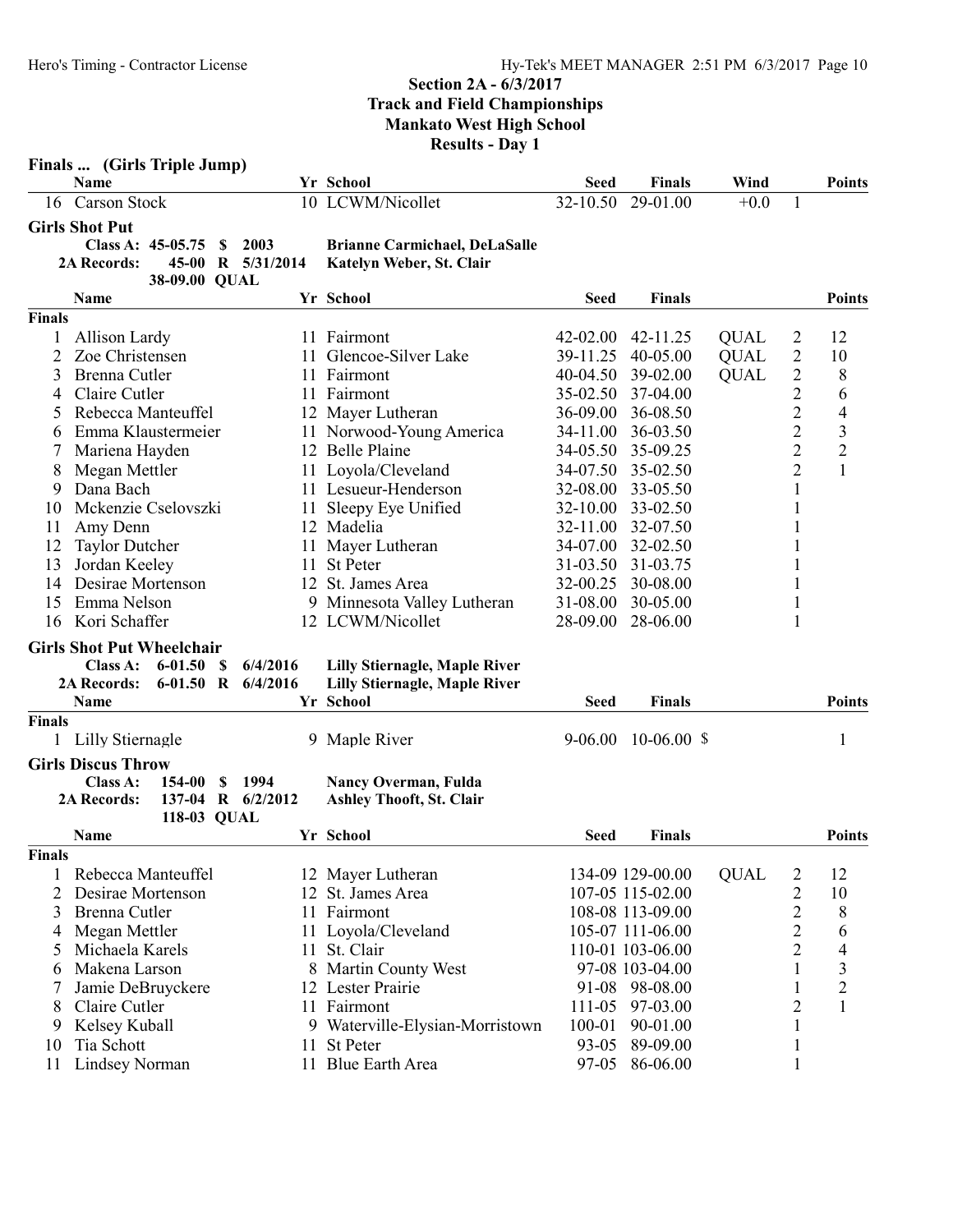## Section 2A - 6/3/2017
## Track and Field Championships
## Mankato West High School
## Results - Day 1

### Finals ... (Girls Triple Jump)

| | Name | Yr | School | Seed | Finals | Wind | | Points |
|---|---|---|---|---|---|---|---|---|
| 16 | Carson Stock | 10 | LCWM/Nicollet | 32-10.50 | 29-01.00 | +0.0 | 1 | |

### Girls Shot Put

Class A: 45-05.75 $ 2003 Brianne Carmichael, DeLaSalle
2A Records: 45-00 R 5/31/2014 Katelyn Weber, St. Clair
38-09.00 QUAL

| | Name | Yr | School | Seed | Finals | | | Points |
|---|---|---|---|---|---|---|---|---|
| **Finals** | | | | | | | | |
| 1 | Allison Lardy | 11 | Fairmont | 42-02.00 | 42-11.25 | QUAL | 2 | 12 |
| 2 | Zoe Christensen | 11 | Glencoe-Silver Lake | 39-11.25 | 40-05.00 | QUAL | 2 | 10 |
| 3 | Brenna Cutler | 11 | Fairmont | 40-04.50 | 39-02.00 | QUAL | 2 | 8 |
| 4 | Claire Cutler | 11 | Fairmont | 35-02.50 | 37-04.00 | | 2 | 6 |
| 5 | Rebecca Manteuffel | 12 | Mayer Lutheran | 36-09.00 | 36-08.50 | | 2 | 4 |
| 6 | Emma Klaustermeier | 11 | Norwood-Young America | 34-11.00 | 36-03.50 | | 2 | 3 |
| 7 | Mariena Hayden | 12 | Belle Plaine | 34-05.50 | 35-09.25 | | 2 | 2 |
| 8 | Megan Mettler | 11 | Loyola/Cleveland | 34-07.50 | 35-02.50 | | 2 | 1 |
| 9 | Dana Bach | 11 | Lesueur-Henderson | 32-08.00 | 33-05.50 | | 1 | |
| 10 | Mckenzie Cselovszki | 11 | Sleepy Eye Unified | 32-10.00 | 33-02.50 | | 1 | |
| 11 | Amy Denn | 12 | Madelia | 32-11.00 | 32-07.50 | | 1 | |
| 12 | Taylor Dutcher | 11 | Mayer Lutheran | 34-07.00 | 32-02.50 | | 1 | |
| 13 | Jordan Keeley | 11 | St Peter | 31-03.50 | 31-03.75 | | 1 | |
| 14 | Desirae Mortenson | 12 | St. James Area | 32-00.25 | 30-08.00 | | 1 | |
| 15 | Emma Nelson | 9 | Minnesota Valley Lutheran | 31-08.00 | 30-05.00 | | 1 | |
| 16 | Kori Schaffer | 12 | LCWM/Nicollet | 28-09.00 | 28-06.00 | | 1 | |

### Girls Shot Put Wheelchair

Class A: 6-01.50 $ 6/4/2016 Lilly Stiernagle, Maple River
2A Records: 6-01.50 R 6/4/2016 Lilly Stiernagle, Maple River

| | Name | Yr | School | Seed | Finals | Points |
|---|---|---|---|---|---|---|
| **Finals** | | | | | | |
| 1 | Lilly Stiernagle | 9 | Maple River | 9-06.00 | 10-06.00 $ | 1 |

### Girls Discus Throw

Class A: 154-00 $ 1994 Nancy Overman, Fulda
2A Records: 137-04 R 6/2/2012 Ashley Thooft, St. Clair
118-03 QUAL

| | Name | Yr | School | Seed | Finals | | | Points |
|---|---|---|---|---|---|---|---|---|
| **Finals** | | | | | | | | |
| 1 | Rebecca Manteuffel | 12 | Mayer Lutheran | 134-09 | 129-00.00 | QUAL | 2 | 12 |
| 2 | Desirae Mortenson | 12 | St. James Area | 107-05 | 115-02.00 | | 2 | 10 |
| 3 | Brenna Cutler | 11 | Fairmont | 108-08 | 113-09.00 | | 2 | 8 |
| 4 | Megan Mettler | 11 | Loyola/Cleveland | 105-07 | 111-06.00 | | 2 | 6 |
| 5 | Michaela Karels | 11 | St. Clair | 110-01 | 103-06.00 | | 2 | 4 |
| 6 | Makena Larson | 8 | Martin County West | 97-08 | 103-04.00 | | 1 | 3 |
| 7 | Jamie DeBruyckere | 12 | Lester Prairie | 91-08 | 98-08.00 | | 1 | 2 |
| 8 | Claire Cutler | 11 | Fairmont | 111-05 | 97-03.00 | | 2 | 1 |
| 9 | Kelsey Kuball | 9 | Waterville-Elysian-Morristown | 100-01 | 90-01.00 | | 1 | |
| 10 | Tia Schott | 11 | St Peter | 93-05 | 89-09.00 | | 1 | |
| 11 | Lindsey Norman | 11 | Blue Earth Area | 97-05 | 86-06.00 | | 1 | |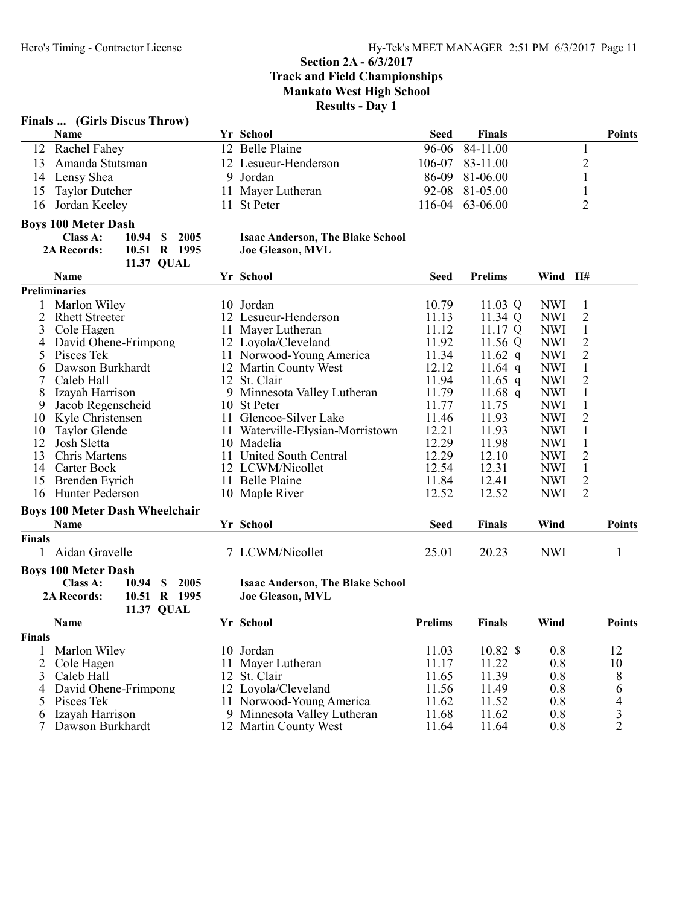## Section 2A - 6/3/2017
## Track and Field Championships
## Mankato West High School
## Results - Day 1

### Finals ... (Girls Discus Throw)

| | Name | Yr | School | Seed | Finals | | Points |
|---|---|---|---|---|---|---|---|
| 12 | Rachel Fahey | 12 | Belle Plaine | 96-06 | 84-11.00 | 1 | |
| 13 | Amanda Stutsman | 12 | Lesueur-Henderson | 106-07 | 83-11.00 | 2 | |
| 14 | Lensy Shea | 9 | Jordan | 86-09 | 81-06.00 | 1 | |
| 15 | Taylor Dutcher | 11 | Mayer Lutheran | 92-08 | 81-05.00 | 1 | |
| 16 | Jordan Keeley | 11 | St Peter | 116-04 | 63-06.00 | 2 | |

### Boys 100 Meter Dash

**Class A:** 10.94 $ 2005 — **Isaac Anderson, The Blake School**
**2A Records:** 10.51 R 1995 — **Joe Gleason, MVL**
11.37 QUAL

| | Name | Yr | School | Seed | Prelims | Wind | H# |
|---|---|---|---|---|---|---|---|
| **Preliminaries** | | | | | | | |
| 1 | Marlon Wiley | 10 | Jordan | 10.79 | 11.03 Q | NWI | 1 |
| 2 | Rhett Streeter | 12 | Lesueur-Henderson | 11.13 | 11.34 Q | NWI | 2 |
| 3 | Cole Hagen | 11 | Mayer Lutheran | 11.12 | 11.17 Q | NWI | 1 |
| 4 | David Ohene-Frimpong | 12 | Loyola/Cleveland | 11.92 | 11.56 Q | NWI | 2 |
| 5 | Pisces Tek | 11 | Norwood-Young America | 11.34 | 11.62 q | NWI | 2 |
| 6 | Dawson Burkhardt | 12 | Martin County West | 12.12 | 11.64 q | NWI | 1 |
| 7 | Caleb Hall | 12 | St. Clair | 11.94 | 11.65 q | NWI | 2 |
| 8 | Izayah Harrison | 9 | Minnesota Valley Lutheran | 11.79 | 11.68 q | NWI | 1 |
| 9 | Jacob Regenscheid | 10 | St Peter | 11.77 | 11.75 | NWI | 1 |
| 10 | Kyle Christensen | 11 | Glencoe-Silver Lake | 11.46 | 11.93 | NWI | 2 |
| 10 | Taylor Glende | 11 | Waterville-Elysian-Morristown | 12.21 | 11.93 | NWI | 1 |
| 12 | Josh Sletta | 10 | Madelia | 12.29 | 11.98 | NWI | 1 |
| 13 | Chris Martens | 11 | United South Central | 12.29 | 12.10 | NWI | 2 |
| 14 | Carter Bock | 12 | LCWM/Nicollet | 12.54 | 12.31 | NWI | 1 |
| 15 | Brenden Eyrich | 11 | Belle Plaine | 11.84 | 12.41 | NWI | 2 |
| 16 | Hunter Pederson | 10 | Maple River | 12.52 | 12.52 | NWI | 2 |

### Boys 100 Meter Dash Wheelchair

| | Name | Yr | School | Seed | Finals | Wind | Points |
|---|---|---|---|---|---|---|---|
| **Finals** | | | | | | | |
| 1 | Aidan Gravelle | 7 | LCWM/Nicollet | 25.01 | 20.23 | NWI | 1 |

### Boys 100 Meter Dash

**Class A:** 10.94 $ 2005 — **Isaac Anderson, The Blake School**
**2A Records:** 10.51 R 1995 — **Joe Gleason, MVL**
11.37 QUAL

| | Name | Yr | School | Prelims | Finals | Wind | Points |
|---|---|---|---|---|---|---|---|
| **Finals** | | | | | | | |
| 1 | Marlon Wiley | 10 | Jordan | 11.03 | 10.82 $ | 0.8 | 12 |
| 2 | Cole Hagen | 11 | Mayer Lutheran | 11.17 | 11.22 | 0.8 | 10 |
| 3 | Caleb Hall | 12 | St. Clair | 11.65 | 11.39 | 0.8 | 8 |
| 4 | David Ohene-Frimpong | 12 | Loyola/Cleveland | 11.56 | 11.49 | 0.8 | 6 |
| 5 | Pisces Tek | 11 | Norwood-Young America | 11.62 | 11.52 | 0.8 | 4 |
| 6 | Izayah Harrison | 9 | Minnesota Valley Lutheran | 11.68 | 11.62 | 0.8 | 3 |
| 7 | Dawson Burkhardt | 12 | Martin County West | 11.64 | 11.64 | 0.8 | 2 |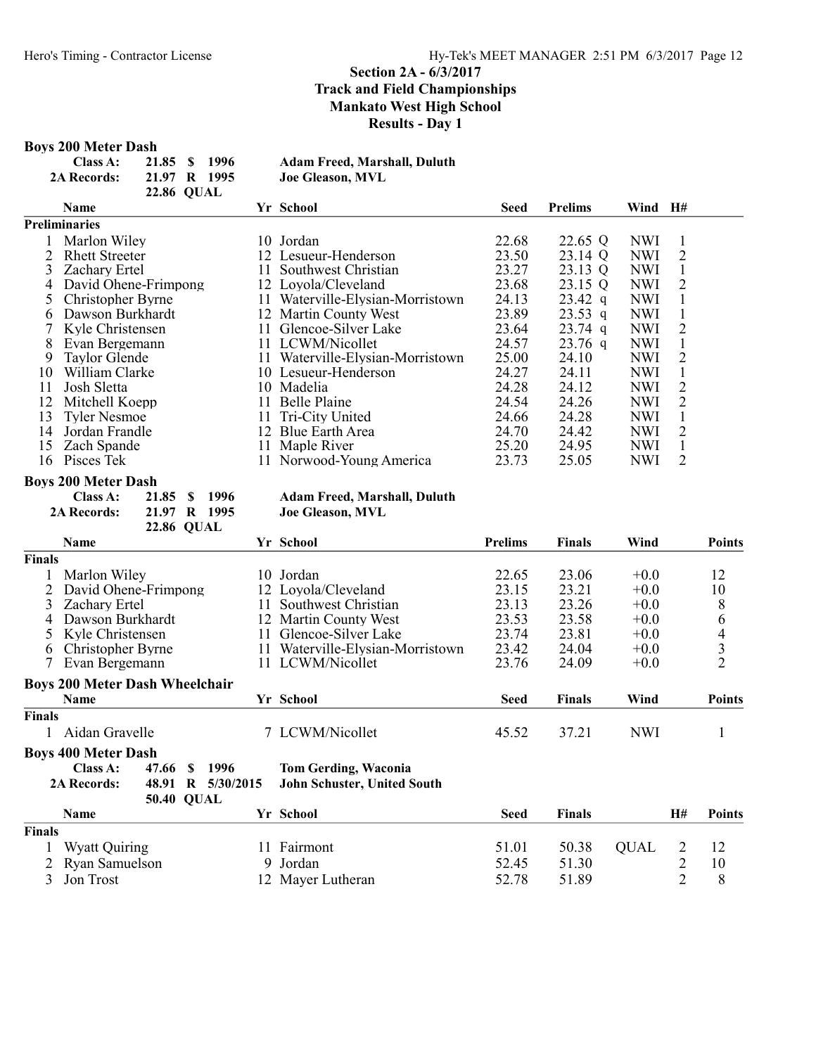## Section 2A - 6/3/2017
## Track and Field Championships
## Mankato West High School
## Results - Day 1

### Boys 200 Meter Dash

| | | | | |
|---|---|---|---|---|
| Class A: | 21.85 | $ | 1996 | Adam Freed, Marshall, Duluth |
| 2A Records: | 21.97 | R | 1995 | Joe Gleason, MVL |
| | 22.86 | QUAL | | |

**Preliminaries**

| | Name | Yr | School | Seed | Prelims | | Wind | H# |
|---|---|---|---|---|---|---|---|---|
| 1 | Marlon Wiley | 10 | Jordan | 22.68 | 22.65 | Q | NWI | 1 |
| 2 | Rhett Streeter | 12 | Lesueur-Henderson | 23.50 | 23.14 | Q | NWI | 2 |
| 3 | Zachary Ertel | 11 | Southwest Christian | 23.27 | 23.13 | Q | NWI | 1 |
| 4 | David Ohene-Frimpong | 12 | Loyola/Cleveland | 23.68 | 23.15 | Q | NWI | 2 |
| 5 | Christopher Byrne | 11 | Waterville-Elysian-Morristown | 24.13 | 23.42 | q | NWI | 1 |
| 6 | Dawson Burkhardt | 12 | Martin County West | 23.89 | 23.53 | q | NWI | 1 |
| 7 | Kyle Christensen | 11 | Glencoe-Silver Lake | 23.64 | 23.74 | q | NWI | 2 |
| 8 | Evan Bergemann | 11 | LCWM/Nicollet | 24.57 | 23.76 | q | NWI | 1 |
| 9 | Taylor Glende | 11 | Waterville-Elysian-Morristown | 25.00 | 24.10 | | NWI | 2 |
| 10 | William Clarke | 10 | Lesueur-Henderson | 24.27 | 24.11 | | NWI | 1 |
| 11 | Josh Sletta | 10 | Madelia | 24.28 | 24.12 | | NWI | 2 |
| 12 | Mitchell Koepp | 11 | Belle Plaine | 24.54 | 24.26 | | NWI | 2 |
| 13 | Tyler Nesmoe | 11 | Tri-City United | 24.66 | 24.28 | | NWI | 1 |
| 14 | Jordan Frandle | 12 | Blue Earth Area | 24.70 | 24.42 | | NWI | 2 |
| 15 | Zach Spande | 11 | Maple River | 25.20 | 24.95 | | NWI | 1 |
| 16 | Pisces Tek | 11 | Norwood-Young America | 23.73 | 25.05 | | NWI | 2 |

### Boys 200 Meter Dash

| | | | | |
|---|---|---|---|---|
| Class A: | 21.85 | $ | 1996 | Adam Freed, Marshall, Duluth |
| 2A Records: | 21.97 | R | 1995 | Joe Gleason, MVL |
| | 22.86 | QUAL | | |

**Finals**

| | Name | Yr | School | Prelims | Finals | Wind | Points |
|---|---|---|---|---|---|---|---|
| 1 | Marlon Wiley | 10 | Jordan | 22.65 | 23.06 | +0.0 | 12 |
| 2 | David Ohene-Frimpong | 12 | Loyola/Cleveland | 23.15 | 23.21 | +0.0 | 10 |
| 3 | Zachary Ertel | 11 | Southwest Christian | 23.13 | 23.26 | +0.0 | 8 |
| 4 | Dawson Burkhardt | 12 | Martin County West | 23.53 | 23.58 | +0.0 | 6 |
| 5 | Kyle Christensen | 11 | Glencoe-Silver Lake | 23.74 | 23.81 | +0.0 | 4 |
| 6 | Christopher Byrne | 11 | Waterville-Elysian-Morristown | 23.42 | 24.04 | +0.0 | 3 |
| 7 | Evan Bergemann | 11 | LCWM/Nicollet | 23.76 | 24.09 | +0.0 | 2 |

### Boys 200 Meter Dash Wheelchair

**Finals**

| | Name | Yr | School | Seed | Finals | Wind | Points |
|---|---|---|---|---|---|---|---|
| 1 | Aidan Gravelle | 7 | LCWM/Nicollet | 45.52 | 37.21 | NWI | 1 |

### Boys 400 Meter Dash

| | | | | |
|---|---|---|---|---|
| Class A: | 47.66 | $ | 1996 | Tom Gerding, Waconia |
| 2A Records: | 48.91 | R | 5/30/2015 | John Schuster, United South |
| | 50.40 | QUAL | | |

**Finals**

| | Name | Yr | School | Seed | Finals | | H# | Points |
|---|---|---|---|---|---|---|---|---|
| 1 | Wyatt Quiring | 11 | Fairmont | 51.01 | 50.38 | QUAL | 2 | 12 |
| 2 | Ryan Samuelson | 9 | Jordan | 52.45 | 51.30 | | 2 | 10 |
| 3 | Jon Trost | 12 | Mayer Lutheran | 52.78 | 51.89 | | 2 | 8 |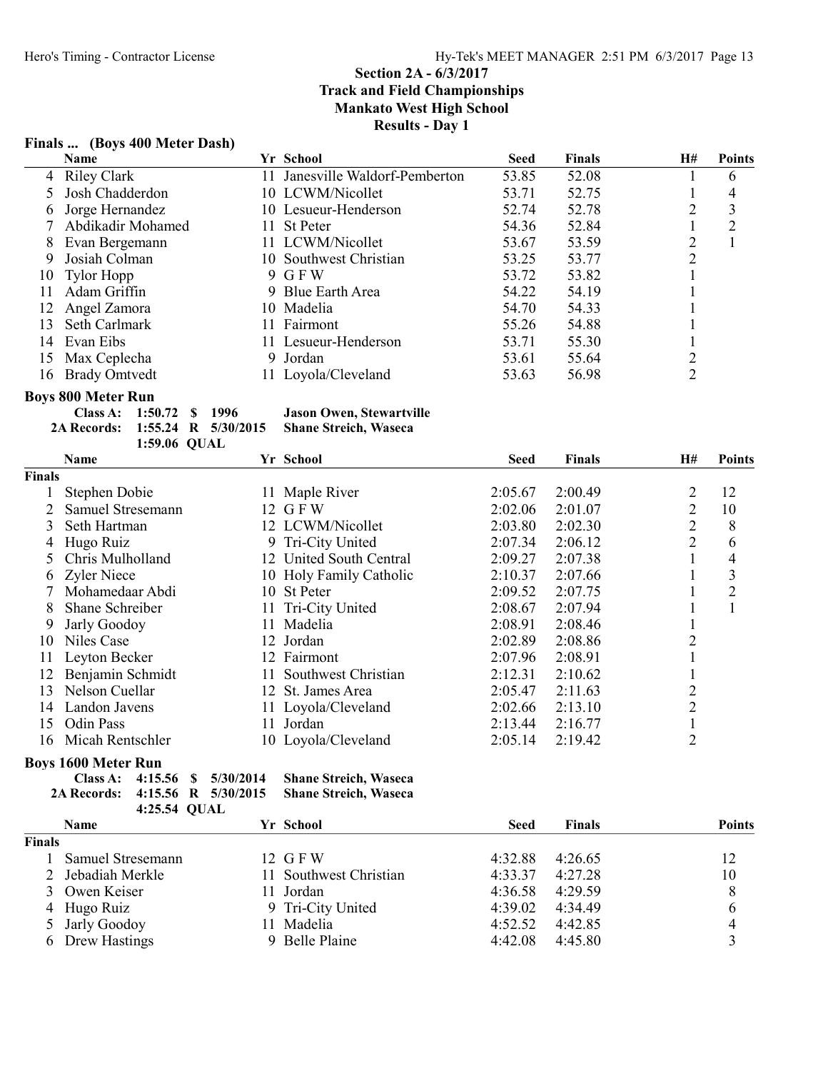## Section 2A - 6/3/2017
## Track and Field Championships
## Mankato West High School
## Results - Day 1

### Finals ... (Boys 400 Meter Dash)

| | Name | Yr | School | Seed | Finals | H# | Points |
|---|---|---|---|---|---|---|---|
| 4 | Riley Clark | 11 | Janesville Waldorf-Pemberton | 53.85 | 52.08 | 1 | 6 |
| 5 | Josh Chadderdon | 10 | LCWM/Nicollet | 53.71 | 52.75 | 1 | 4 |
| 6 | Jorge Hernandez | 10 | Lesueur-Henderson | 52.74 | 52.78 | 2 | 3 |
| 7 | Abdikadir Mohamed | 11 | St Peter | 54.36 | 52.84 | 1 | 2 |
| 8 | Evan Bergemann | 11 | LCWM/Nicollet | 53.67 | 53.59 | 2 | 1 |
| 9 | Josiah Colman | 10 | Southwest Christian | 53.25 | 53.77 | 2 | |
| 10 | Tylor Hopp | 9 | G F W | 53.72 | 53.82 | 1 | |
| 11 | Adam Griffin | 9 | Blue Earth Area | 54.22 | 54.19 | 1 | |
| 12 | Angel Zamora | 10 | Madelia | 54.70 | 54.33 | 1 | |
| 13 | Seth Carlmark | 11 | Fairmont | 55.26 | 54.88 | 1 | |
| 14 | Evan Eibs | 11 | Lesueur-Henderson | 53.71 | 55.30 | 1 | |
| 15 | Max Ceplecha | 9 | Jordan | 53.61 | 55.64 | 2 | |
| 16 | Brady Omtvedt | 11 | Loyola/Cleveland | 53.63 | 56.98 | 2 | |

### Boys 800 Meter Run

Class A: 1:50.72 $ 1996 Jason Owen, Stewartville
2A Records: 1:55.24 R 5/30/2015 Shane Streich, Waseca
1:59.06 QUAL

**Finals**

| | Name | Yr | School | Seed | Finals | H# | Points |
|---|---|---|---|---|---|---|---|
| 1 | Stephen Dobie | 11 | Maple River | 2:05.67 | 2:00.49 | 2 | 12 |
| 2 | Samuel Stresemann | 12 | G F W | 2:02.06 | 2:01.07 | 2 | 10 |
| 3 | Seth Hartman | 12 | LCWM/Nicollet | 2:03.80 | 2:02.30 | 2 | 8 |
| 4 | Hugo Ruiz | 9 | Tri-City United | 2:07.34 | 2:06.12 | 2 | 6 |
| 5 | Chris Mulholland | 12 | United South Central | 2:09.27 | 2:07.38 | 1 | 4 |
| 6 | Zyler Niece | 10 | Holy Family Catholic | 2:10.37 | 2:07.66 | 1 | 3 |
| 7 | Mohamedaar Abdi | 10 | St Peter | 2:09.52 | 2:07.75 | 1 | 2 |
| 8 | Shane Schreiber | 11 | Tri-City United | 2:08.67 | 2:07.94 | 1 | 1 |
| 9 | Jarly Goodoy | 11 | Madelia | 2:08.91 | 2:08.46 | 1 | |
| 10 | Niles Case | 12 | Jordan | 2:02.89 | 2:08.86 | 2 | |
| 11 | Leyton Becker | 12 | Fairmont | 2:07.96 | 2:08.91 | 1 | |
| 12 | Benjamin Schmidt | 11 | Southwest Christian | 2:12.31 | 2:10.62 | 1 | |
| 13 | Nelson Cuellar | 12 | St. James Area | 2:05.47 | 2:11.63 | 2 | |
| 14 | Landon Javens | 11 | Loyola/Cleveland | 2:02.66 | 2:13.10 | 2 | |
| 15 | Odin Pass | 11 | Jordan | 2:13.44 | 2:16.77 | 1 | |
| 16 | Micah Rentschler | 10 | Loyola/Cleveland | 2:05.14 | 2:19.42 | 2 | |

### Boys 1600 Meter Run

Class A: 4:15.56 $ 5/30/2014 Shane Streich, Waseca
2A Records: 4:15.56 R 5/30/2015 Shane Streich, Waseca
4:25.54 QUAL

**Finals**

| | Name | Yr | School | Seed | Finals | Points |
|---|---|---|---|---|---|---|
| 1 | Samuel Stresemann | 12 | G F W | 4:32.88 | 4:26.65 | 12 |
| 2 | Jebadiah Merkle | 11 | Southwest Christian | 4:33.37 | 4:27.28 | 10 |
| 3 | Owen Keiser | 11 | Jordan | 4:36.58 | 4:29.59 | 8 |
| 4 | Hugo Ruiz | 9 | Tri-City United | 4:39.02 | 4:34.49 | 6 |
| 5 | Jarly Goodoy | 11 | Madelia | 4:52.52 | 4:42.85 | 4 |
| 6 | Drew Hastings | 9 | Belle Plaine | 4:42.08 | 4:45.80 | 3 |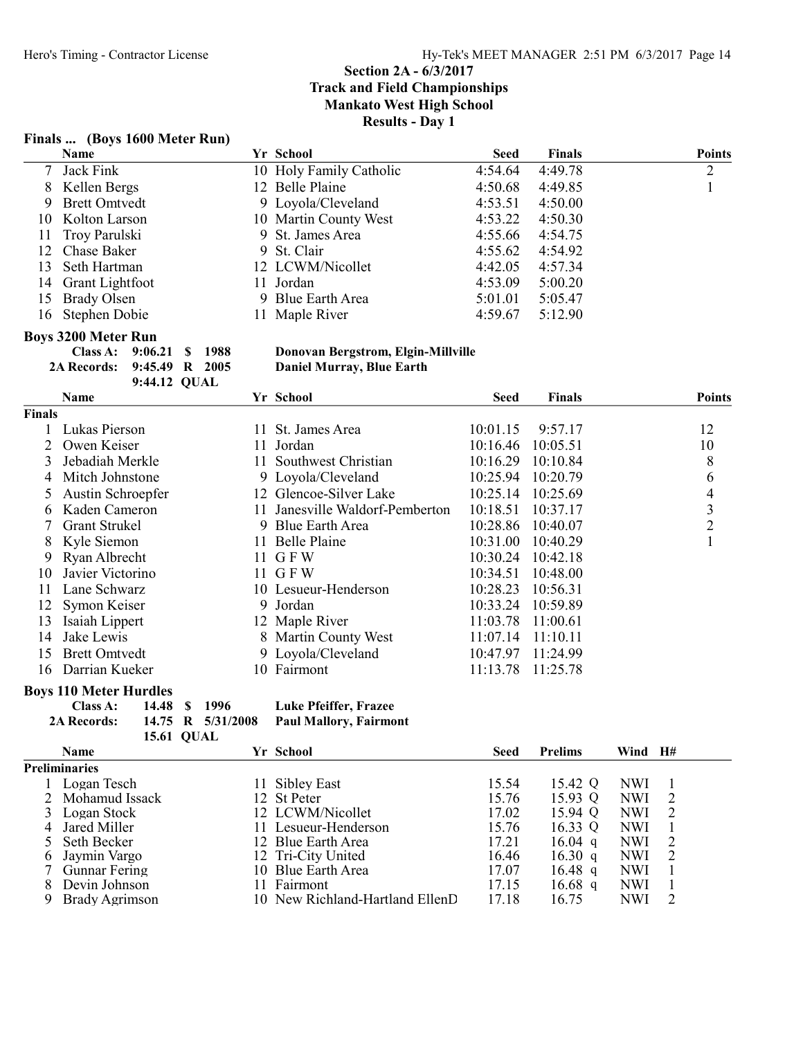## Section 2A - 6/3/2017
## Track and Field Championships
## Mankato West High School
## Results - Day 1

### Finals ... (Boys 1600 Meter Run)

| | Name | Yr | School | Seed | Finals | Points |
|---|---|---|---|---|---|---|
| 7 | Jack Fink | 10 | Holy Family Catholic | 4:54.64 | 4:49.78 | 2 |
| 8 | Kellen Bergs | 12 | Belle Plaine | 4:50.68 | 4:49.85 | 1 |
| 9 | Brett Omtvedt | 9 | Loyola/Cleveland | 4:53.51 | 4:50.00 | |
| 10 | Kolton Larson | 10 | Martin County West | 4:53.22 | 4:50.30 | |
| 11 | Troy Parulski | 9 | St. James Area | 4:55.66 | 4:54.75 | |
| 12 | Chase Baker | 9 | St. Clair | 4:55.62 | 4:54.92 | |
| 13 | Seth Hartman | 12 | LCWM/Nicollet | 4:42.05 | 4:57.34 | |
| 14 | Grant Lightfoot | 11 | Jordan | 4:53.09 | 5:00.20 | |
| 15 | Brady Olsen | 9 | Blue Earth Area | 5:01.01 | 5:05.47 | |
| 16 | Stephen Dobie | 11 | Maple River | 4:59.67 | 5:12.90 | |

### Boys 3200 Meter Run

Class A: 9:06.21 $ 1988 Donovan Bergstrom, Elgin-Millville
2A Records: 9:45.49 R 2005 Daniel Murray, Blue Earth
9:44.12 QUAL

| | Name | Yr | School | Seed | Finals | Points |
|---|---|---|---|---|---|---|
| **Finals** | | | | | | |
| 1 | Lukas Pierson | 11 | St. James Area | 10:01.15 | 9:57.17 | 12 |
| 2 | Owen Keiser | 11 | Jordan | 10:16.46 | 10:05.51 | 10 |
| 3 | Jebadiah Merkle | 11 | Southwest Christian | 10:16.29 | 10:10.84 | 8 |
| 4 | Mitch Johnstone | 9 | Loyola/Cleveland | 10:25.94 | 10:20.79 | 6 |
| 5 | Austin Schroepfer | 12 | Glencoe-Silver Lake | 10:25.14 | 10:25.69 | 4 |
| 6 | Kaden Cameron | 11 | Janesville Waldorf-Pemberton | 10:18.51 | 10:37.17 | 3 |
| 7 | Grant Strukel | 9 | Blue Earth Area | 10:28.86 | 10:40.07 | 2 |
| 8 | Kyle Siemon | 11 | Belle Plaine | 10:31.00 | 10:40.29 | 1 |
| 9 | Ryan Albrecht | 11 | G F W | 10:30.24 | 10:42.18 | |
| 10 | Javier Victorino | 11 | G F W | 10:34.51 | 10:48.00 | |
| 11 | Lane Schwarz | 10 | Lesueur-Henderson | 10:28.23 | 10:56.31 | |
| 12 | Symon Keiser | 9 | Jordan | 10:33.24 | 10:59.89 | |
| 13 | Isaiah Lippert | 12 | Maple River | 11:03.78 | 11:00.61 | |
| 14 | Jake Lewis | 8 | Martin County West | 11:07.14 | 11:10.11 | |
| 15 | Brett Omtvedt | 9 | Loyola/Cleveland | 10:47.97 | 11:24.99 | |
| 16 | Darrian Kueker | 10 | Fairmont | 11:13.78 | 11:25.78 | |

### Boys 110 Meter Hurdles

Class A: 14.48 $ 1996 Luke Pfeiffer, Frazee
2A Records: 14.75 R 5/31/2008 Paul Mallory, Fairmont
15.61 QUAL

| | Name | Yr | School | Seed | Prelims | Wind | H# |
|---|---|---|---|---|---|---|---|
| **Preliminaries** | | | | | | | |
| 1 | Logan Tesch | 11 | Sibley East | 15.54 | 15.42 Q | NWI | 1 |
| 2 | Mohamud Issack | 12 | St Peter | 15.76 | 15.93 Q | NWI | 2 |
| 3 | Logan Stock | 12 | LCWM/Nicollet | 17.02 | 15.94 Q | NWI | 2 |
| 4 | Jared Miller | 11 | Lesueur-Henderson | 15.76 | 16.33 Q | NWI | 1 |
| 5 | Seth Becker | 12 | Blue Earth Area | 17.21 | 16.04 q | NWI | 2 |
| 6 | Jaymin Vargo | 12 | Tri-City United | 16.46 | 16.30 q | NWI | 2 |
| 7 | Gunnar Fering | 10 | Blue Earth Area | 17.07 | 16.48 q | NWI | 1 |
| 8 | Devin Johnson | 11 | Fairmont | 17.15 | 16.68 q | NWI | 1 |
| 9 | Brady Agrimson | 10 | New Richland-Hartland EllenD | 17.18 | 16.75 | NWI | 2 |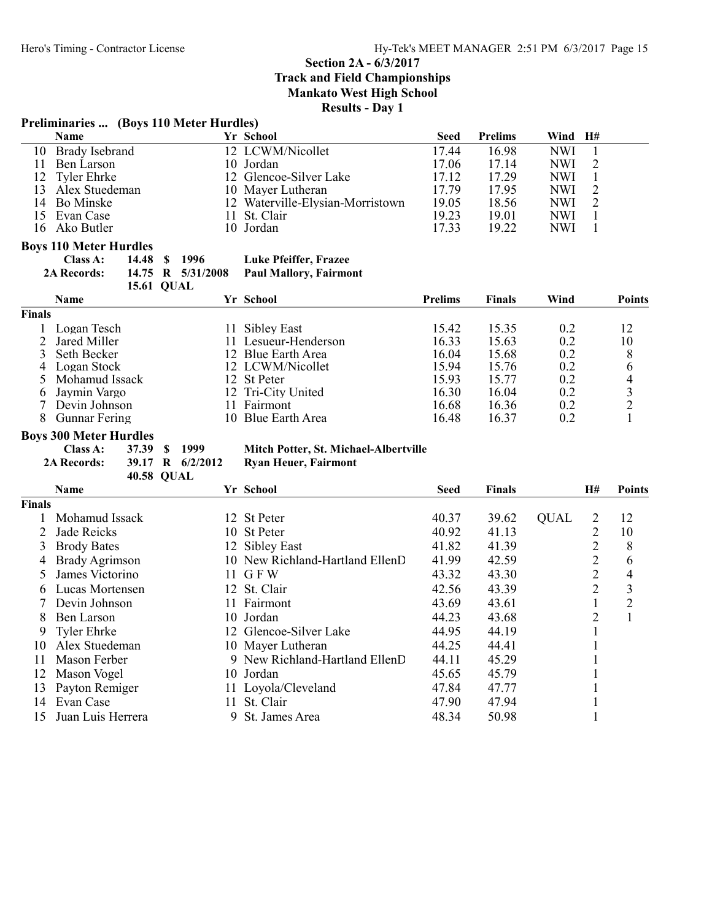## Section 2A - 6/3/2017
## Track and Field Championships
## Mankato West High School
## Results - Day 1

### Preliminaries ... (Boys 110 Meter Hurdles)

| | Name | Yr | School | Seed | Prelims | Wind | H# |
|---|---|---|---|---|---|---|---|
| 10 | Brady Isebrand | 12 | LCWM/Nicollet | 17.44 | 16.98 | NWI | 1 |
| 11 | Ben Larson | 10 | Jordan | 17.06 | 17.14 | NWI | 2 |
| 12 | Tyler Ehrke | 12 | Glencoe-Silver Lake | 17.12 | 17.29 | NWI | 1 |
| 13 | Alex Stuedeman | 10 | Mayer Lutheran | 17.79 | 17.95 | NWI | 2 |
| 14 | Bo Minske | 12 | Waterville-Elysian-Morristown | 19.05 | 18.56 | NWI | 2 |
| 15 | Evan Case | 11 | St. Clair | 19.23 | 19.01 | NWI | 1 |
| 16 | Ako Butler | 10 | Jordan | 17.33 | 19.22 | NWI | 1 |

### Boys 110 Meter Hurdles

Class A: 14.48 $ 1996 Luke Pfeiffer, Frazee
2A Records: 14.75 R 5/31/2008 Paul Mallory, Fairmont
15.61 QUAL

| | Name | Yr | School | Prelims | Finals | Wind | Points |
|---|---|---|---|---|---|---|---|
| **Finals** | | | | | | | |
| 1 | Logan Tesch | 11 | Sibley East | 15.42 | 15.35 | 0.2 | 12 |
| 2 | Jared Miller | 11 | Lesueur-Henderson | 16.33 | 15.63 | 0.2 | 10 |
| 3 | Seth Becker | 12 | Blue Earth Area | 16.04 | 15.68 | 0.2 | 8 |
| 4 | Logan Stock | 12 | LCWM/Nicollet | 15.94 | 15.76 | 0.2 | 6 |
| 5 | Mohamud Issack | 12 | St Peter | 15.93 | 15.77 | 0.2 | 4 |
| 6 | Jaymin Vargo | 12 | Tri-City United | 16.30 | 16.04 | 0.2 | 3 |
| 7 | Devin Johnson | 11 | Fairmont | 16.68 | 16.36 | 0.2 | 2 |
| 8 | Gunnar Fering | 10 | Blue Earth Area | 16.48 | 16.37 | 0.2 | 1 |

### Boys 300 Meter Hurdles

Class A: 37.39 $ 1999 Mitch Potter, St. Michael-Albertville
2A Records: 39.17 R 6/2/2012 Ryan Heuer, Fairmont
40.58 QUAL

| | Name | Yr | School | Seed | Finals | | H# | Points |
|---|---|---|---|---|---|---|---|---|
| **Finals** | | | | | | | | |
| 1 | Mohamud Issack | 12 | St Peter | 40.37 | 39.62 | QUAL | 2 | 12 |
| 2 | Jade Reicks | 10 | St Peter | 40.92 | 41.13 | | 2 | 10 |
| 3 | Brody Bates | 12 | Sibley East | 41.82 | 41.39 | | 2 | 8 |
| 4 | Brady Agrimson | 10 | New Richland-Hartland EllenD | 41.99 | 42.59 | | 2 | 6 |
| 5 | James Victorino | 11 | G F W | 43.32 | 43.30 | | 2 | 4 |
| 6 | Lucas Mortensen | 12 | St. Clair | 42.56 | 43.39 | | 2 | 3 |
| 7 | Devin Johnson | 11 | Fairmont | 43.69 | 43.61 | | 1 | 2 |
| 8 | Ben Larson | 10 | Jordan | 44.23 | 43.68 | | 2 | 1 |
| 9 | Tyler Ehrke | 12 | Glencoe-Silver Lake | 44.95 | 44.19 | | 1 | |
| 10 | Alex Stuedeman | 10 | Mayer Lutheran | 44.25 | 44.41 | | 1 | |
| 11 | Mason Ferber | 9 | New Richland-Hartland EllenD | 44.11 | 45.29 | | 1 | |
| 12 | Mason Vogel | 10 | Jordan | 45.65 | 45.79 | | 1 | |
| 13 | Payton Remiger | 11 | Loyola/Cleveland | 47.84 | 47.77 | | 1 | |
| 14 | Evan Case | 11 | St. Clair | 47.90 | 47.94 | | 1 | |
| 15 | Juan Luis Herrera | 9 | St. James Area | 48.34 | 50.98 | | 1 | |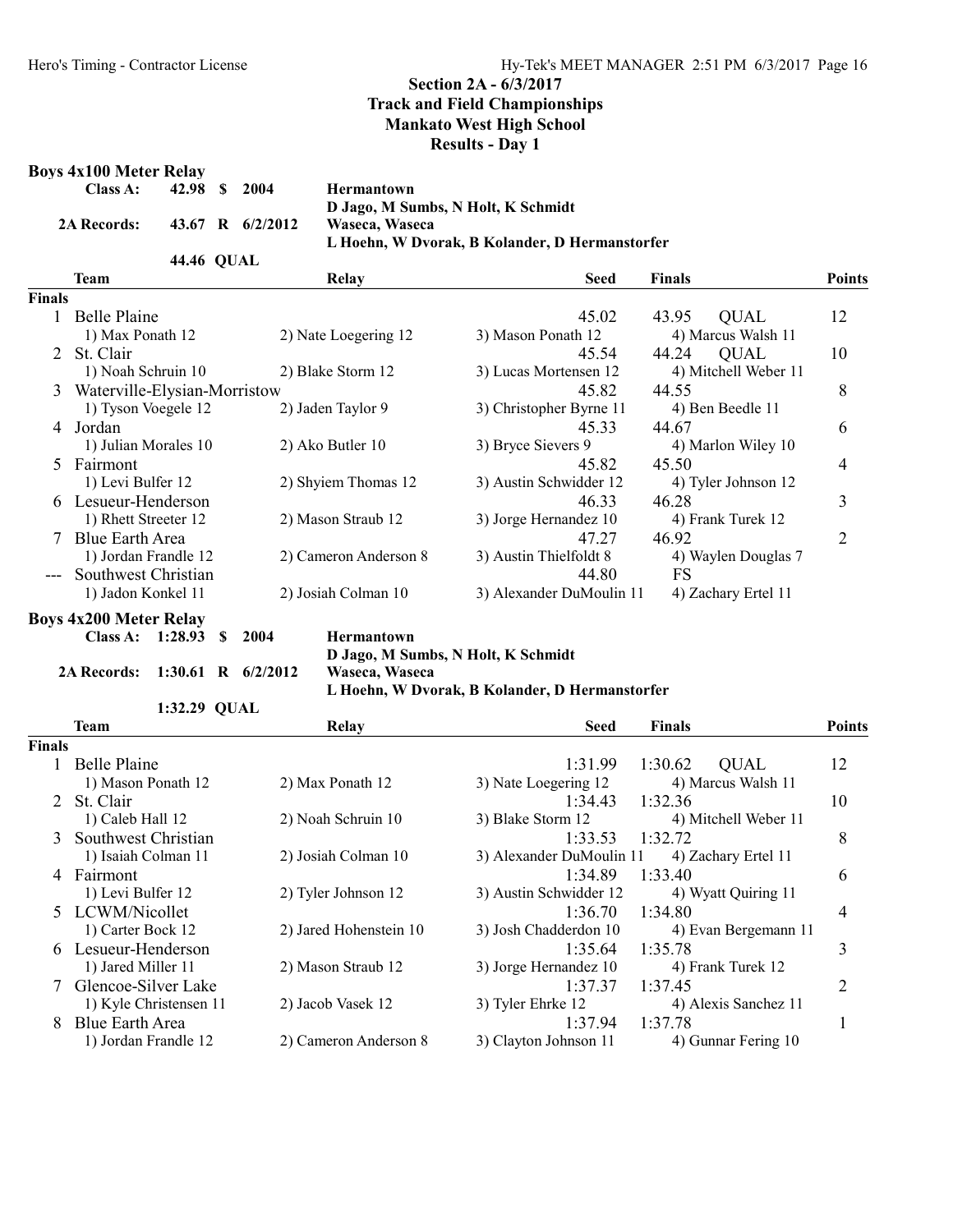## Section 2A - 6/3/2017
## Track and Field Championships
## Mankato West High School
## Results - Day 1

### Boys 4x100 Meter Relay

| | | | | |
|---|---|---|---|---|
| Class A: | 42.98 | $ | 2004 | Hermantown |
| | | | | D Jago, M Sumbs, N Holt, K Schmidt |
| 2A Records: | 43.67 | R | 6/2/2012 | Waseca, Waseca |
| | | | | L Hoehn, W Dvorak, B Kolander, D Hermanstorfer |
| | 44.46 | QUAL | | |

| | Team | Relay | Seed | Finals | | Points |
|---|---|---|---|---|---|---|
| **Finals** | | | | | | |
| 1 | Belle Plaine | | 45.02 | 43.95 | QUAL | 12 |
| | 1) Max Ponath 12 | 2) Nate Loegering 12 | 3) Mason Ponath 12 | 4) Marcus Walsh 11 | | |
| 2 | St. Clair | | 45.54 | 44.24 | QUAL | 10 |
| | 1) Noah Schruin 10 | 2) Blake Storm 12 | 3) Lucas Mortensen 12 | 4) Mitchell Weber 11 | | |
| 3 | Waterville-Elysian-Morristow | | 45.82 | 44.55 | | 8 |
| | 1) Tyson Voegele 12 | 2) Jaden Taylor 9 | 3) Christopher Byrne 11 | 4) Ben Beedle 11 | | |
| 4 | Jordan | | 45.33 | 44.67 | | 6 |
| | 1) Julian Morales 10 | 2) Ako Butler 10 | 3) Bryce Sievers 9 | 4) Marlon Wiley 10 | | |
| 5 | Fairmont | | 45.82 | 45.50 | | 4 |
| | 1) Levi Bulfer 12 | 2) Shyiem Thomas 12 | 3) Austin Schwidder 12 | 4) Tyler Johnson 12 | | |
| 6 | Lesueur-Henderson | | 46.33 | 46.28 | | 3 |
| | 1) Rhett Streeter 12 | 2) Mason Straub 12 | 3) Jorge Hernandez 10 | 4) Frank Turek 12 | | |
| 7 | Blue Earth Area | | 47.27 | 46.92 | | 2 |
| | 1) Jordan Frandle 12 | 2) Cameron Anderson 8 | 3) Austin Thielfoldt 8 | 4) Waylen Douglas 7 | | |
| --- | Southwest Christian | | 44.80 | FS | | |
| | 1) Jadon Konkel 11 | 2) Josiah Colman 10 | 3) Alexander DuMoulin 11 | 4) Zachary Ertel 11 | | |

### Boys 4x200 Meter Relay

| | | | | |
|---|---|---|---|---|
| Class A: | 1:28.93 | $ | 2004 | Hermantown |
| | | | | D Jago, M Sumbs, N Holt, K Schmidt |
| 2A Records: | 1:30.61 | R | 6/2/2012 | Waseca, Waseca |
| | | | | L Hoehn, W Dvorak, B Kolander, D Hermanstorfer |
| | 1:32.29 | QUAL | | |

| | Team | Relay | Seed | Finals | | Points |
|---|---|---|---|---|---|---|
| **Finals** | | | | | | |
| 1 | Belle Plaine | | 1:31.99 | 1:30.62 | QUAL | 12 |
| | 1) Mason Ponath 12 | 2) Max Ponath 12 | 3) Nate Loegering 12 | 4) Marcus Walsh 11 | | |
| 2 | St. Clair | | 1:34.43 | 1:32.36 | | 10 |
| | 1) Caleb Hall 12 | 2) Noah Schruin 10 | 3) Blake Storm 12 | 4) Mitchell Weber 11 | | |
| 3 | Southwest Christian | | 1:33.53 | 1:32.72 | | 8 |
| | 1) Isaiah Colman 11 | 2) Josiah Colman 10 | 3) Alexander DuMoulin 11 | 4) Zachary Ertel 11 | | |
| 4 | Fairmont | | 1:34.89 | 1:33.40 | | 6 |
| | 1) Levi Bulfer 12 | 2) Tyler Johnson 12 | 3) Austin Schwidder 12 | 4) Wyatt Quiring 11 | | |
| 5 | LCWM/Nicollet | | 1:36.70 | 1:34.80 | | 4 |
| | 1) Carter Bock 12 | 2) Jared Hohenstein 10 | 3) Josh Chadderdon 10 | 4) Evan Bergemann 11 | | |
| 6 | Lesueur-Henderson | | 1:35.64 | 1:35.78 | | 3 |
| | 1) Jared Miller 11 | 2) Mason Straub 12 | 3) Jorge Hernandez 10 | 4) Frank Turek 12 | | |
| 7 | Glencoe-Silver Lake | | 1:37.37 | 1:37.45 | | 2 |
| | 1) Kyle Christensen 11 | 2) Jacob Vasek 12 | 3) Tyler Ehrke 12 | 4) Alexis Sanchez 11 | | |
| 8 | Blue Earth Area | | 1:37.94 | 1:37.78 | | 1 |
| | 1) Jordan Frandle 12 | 2) Cameron Anderson 8 | 3) Clayton Johnson 11 | 4) Gunnar Fering 10 | | |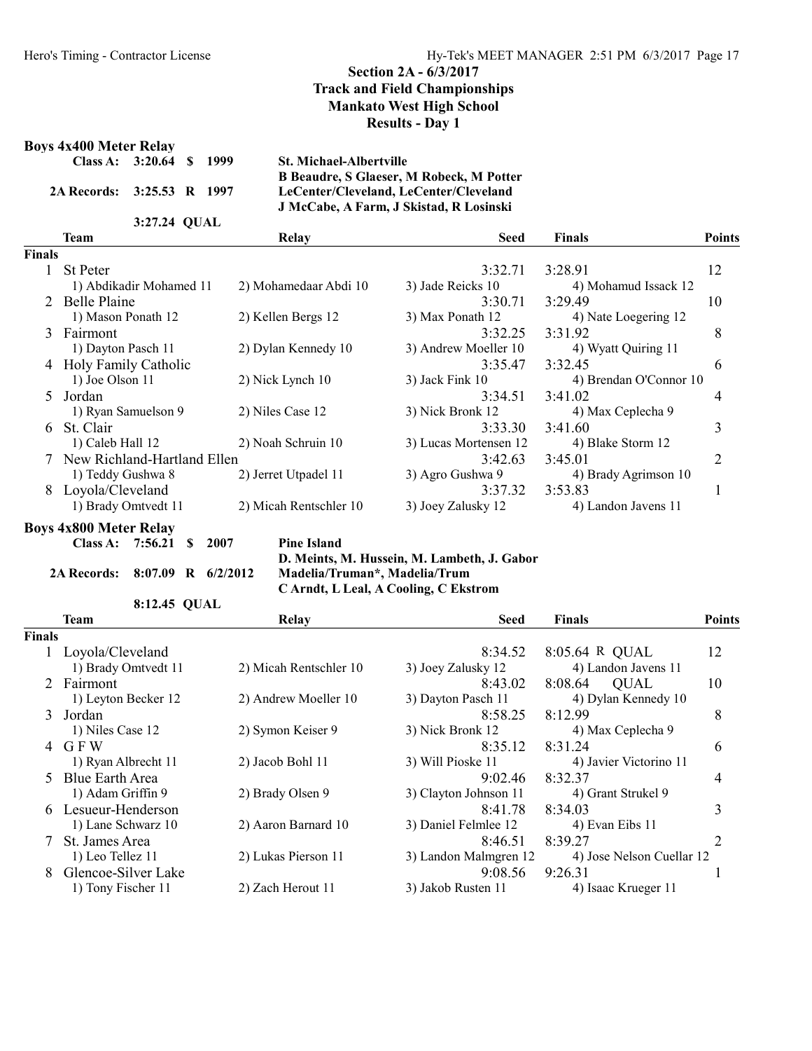## Section 2A - 6/3/2017
## Track and Field Championships
## Mankato West High School
## Results - Day 1

### Boys 4x400 Meter Relay

| | | | | |
|---|---|---|---|---|
| Class A: | 3:20.64 | $ | 1999 | St. Michael-Albertville |
| | | | | B Beaudre, S Glaeser, M Robeck, M Potter |
| 2A Records: | 3:25.53 | R | 1997 | LeCenter/Cleveland, LeCenter/Cleveland |
| | | | | J McCabe, A Farm, J Skistad, R Losinski |
| | 3:27.24 | QUAL | | |

**Finals**

| Place | Team | Relay | Seed | Finals | Points |
|---|---|---|---|---|---|
| 1 | St Peter | | 3:32.71 | 3:28.91 | 12 |
| | 1) Abdikadir Mohamed 11 | 2) Mohamedaar Abdi 10 | 3) Jade Reicks 10 | 4) Mohamud Issack 12 | |
| 2 | Belle Plaine | | 3:30.71 | 3:29.49 | 10 |
| | 1) Mason Ponath 12 | 2) Kellen Bergs 12 | 3) Max Ponath 12 | 4) Nate Loegering 12 | |
| 3 | Fairmont | | 3:32.25 | 3:31.92 | 8 |
| | 1) Dayton Pasch 11 | 2) Dylan Kennedy 10 | 3) Andrew Moeller 10 | 4) Wyatt Quiring 11 | |
| 4 | Holy Family Catholic | | 3:35.47 | 3:32.45 | 6 |
| | 1) Joe Olson 11 | 2) Nick Lynch 10 | 3) Jack Fink 10 | 4) Brendan O'Connor 10 | |
| 5 | Jordan | | 3:34.51 | 3:41.02 | 4 |
| | 1) Ryan Samuelson 9 | 2) Niles Case 12 | 3) Nick Bronk 12 | 4) Max Ceplecha 9 | |
| 6 | St. Clair | | 3:33.30 | 3:41.60 | 3 |
| | 1) Caleb Hall 12 | 2) Noah Schruin 10 | 3) Lucas Mortensen 12 | 4) Blake Storm 12 | |
| 7 | New Richland-Hartland Ellen | | 3:42.63 | 3:45.01 | 2 |
| | 1) Teddy Gushwa 8 | 2) Jerret Utpadel 11 | 3) Agro Gushwa 9 | 4) Brady Agrimson 10 | |
| 8 | Loyola/Cleveland | | 3:37.32 | 3:53.83 | 1 |
| | 1) Brady Omtvedt 11 | 2) Micah Rentschler 10 | 3) Joey Zalusky 12 | 4) Landon Javens 11 | |

### Boys 4x800 Meter Relay

| | | | | |
|---|---|---|---|---|
| Class A: | 7:56.21 | $ | 2007 | Pine Island |
| | | | | D. Meints, M. Hussein, M. Lambeth, J. Gabor |
| 2A Records: | 8:07.09 | R | 6/2/2012 | Madelia/Truman*, Madelia/Trum |
| | | | | C Arndt, L Leal, A Cooling, C Ekstrom |
| | 8:12.45 | QUAL | | |

**Finals**

| Place | Team | Relay | Seed | Finals | Points |
|---|---|---|---|---|---|
| 1 | Loyola/Cleveland | | 8:34.52 | 8:05.64 R QUAL | 12 |
| | 1) Brady Omtvedt 11 | 2) Micah Rentschler 10 | 3) Joey Zalusky 12 | 4) Landon Javens 11 | |
| 2 | Fairmont | | 8:43.02 | 8:08.64 QUAL | 10 |
| | 1) Leyton Becker 12 | 2) Andrew Moeller 10 | 3) Dayton Pasch 11 | 4) Dylan Kennedy 10 | |
| 3 | Jordan | | 8:58.25 | 8:12.99 | 8 |
| | 1) Niles Case 12 | 2) Symon Keiser 9 | 3) Nick Bronk 12 | 4) Max Ceplecha 9 | |
| 4 | G F W | | 8:35.12 | 8:31.24 | 6 |
| | 1) Ryan Albrecht 11 | 2) Jacob Bohl 11 | 3) Will Pioske 11 | 4) Javier Victorino 11 | |
| 5 | Blue Earth Area | | 9:02.46 | 8:32.37 | 4 |
| | 1) Adam Griffin 9 | 2) Brady Olsen 9 | 3) Clayton Johnson 11 | 4) Grant Strukel 9 | |
| 6 | Lesueur-Henderson | | 8:41.78 | 8:34.03 | 3 |
| | 1) Lane Schwarz 10 | 2) Aaron Barnard 10 | 3) Daniel Felmlee 12 | 4) Evan Eibs 11 | |
| 7 | St. James Area | | 8:46.51 | 8:39.27 | 2 |
| | 1) Leo Tellez 11 | 2) Lukas Pierson 11 | 3) Landon Malmgren 12 | 4) Jose Nelson Cuellar 12 | |
| 8 | Glencoe-Silver Lake | | 9:08.56 | 9:26.31 | 1 |
| | 1) Tony Fischer 11 | 2) Zach Herout 11 | 3) Jakob Rusten 11 | 4) Isaac Krueger 11 | |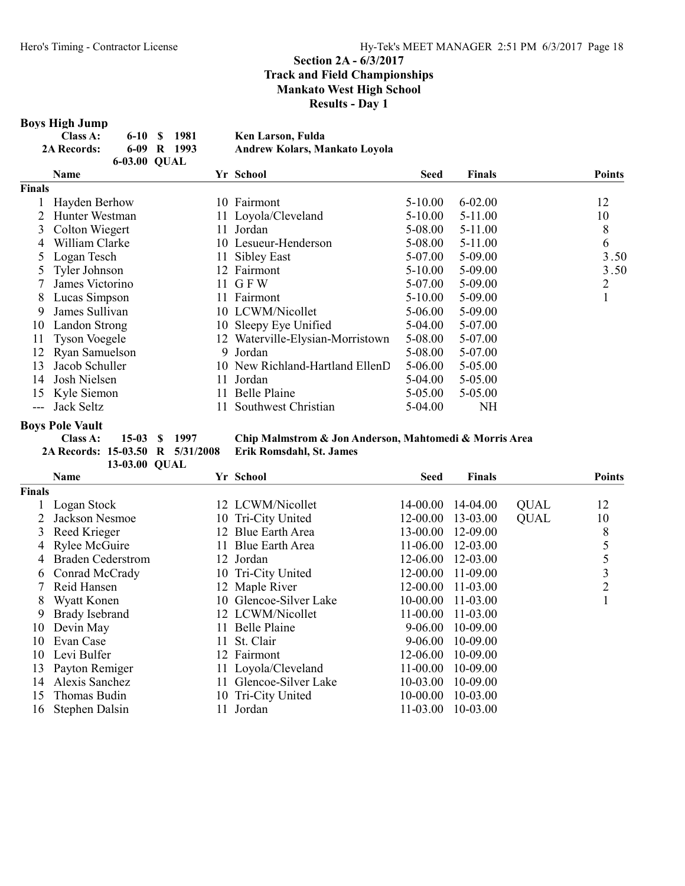# Section 2A - 6/3/2017
## Track and Field Championships
## Mankato West High School
## Results - Day 1

### Boys High Jump

| | | | | |
|---|---|---|---|---|
| Class A: | 6-10 | $ | 1981 | Ken Larson, Fulda |
| 2A Records: | 6-09 | R | 1993 | Andrew Kolars, Mankato Loyola |
| | 6-03.00 | QUAL | | |

| | Name | Yr | School | Seed | Finals | | Points |
|---|---|---|---|---|---|---|---|
| **Finals** | | | | | | | |
| 1 | Hayden Berhow | 10 | Fairmont | 5-10.00 | 6-02.00 | | 12 |
| 2 | Hunter Westman | 11 | Loyola/Cleveland | 5-10.00 | 5-11.00 | | 10 |
| 3 | Colton Wiegert | 11 | Jordan | 5-08.00 | 5-11.00 | | 8 |
| 4 | William Clarke | 10 | Lesueur-Henderson | 5-08.00 | 5-11.00 | | 6 |
| 5 | Logan Tesch | 11 | Sibley East | 5-07.00 | 5-09.00 | | 3.50 |
| 5 | Tyler Johnson | 12 | Fairmont | 5-10.00 | 5-09.00 | | 3.50 |
| 7 | James Victorino | 11 | G F W | 5-07.00 | 5-09.00 | | 2 |
| 8 | Lucas Simpson | 11 | Fairmont | 5-10.00 | 5-09.00 | | 1 |
| 9 | James Sullivan | 10 | LCWM/Nicollet | 5-06.00 | 5-09.00 | | |
| 10 | Landon Strong | 10 | Sleepy Eye Unified | 5-04.00 | 5-07.00 | | |
| 11 | Tyson Voegele | 12 | Waterville-Elysian-Morristown | 5-08.00 | 5-07.00 | | |
| 12 | Ryan Samuelson | 9 | Jordan | 5-08.00 | 5-07.00 | | |
| 13 | Jacob Schuller | 10 | New Richland-Hartland EllenD | 5-06.00 | 5-05.00 | | |
| 14 | Josh Nielsen | 11 | Jordan | 5-04.00 | 5-05.00 | | |
| 15 | Kyle Siemon | 11 | Belle Plaine | 5-05.00 | 5-05.00 | | |
| --- | Jack Seltz | 11 | Southwest Christian | 5-04.00 | NH | | |

### Boys Pole Vault

| | | | | |
|---|---|---|---|---|
| Class A: | 15-03 | $ | 1997 | Chip Malmstrom & Jon Anderson, Mahtomedi & Morris Area |
| 2A Records: | 15-03.50 | R | 5/31/2008 | Erik Romsdahl, St. James |
| | 13-03.00 | QUAL | | |

| | Name | Yr | School | Seed | Finals | | Points |
|---|---|---|---|---|---|---|---|
| **Finals** | | | | | | | |
| 1 | Logan Stock | 12 | LCWM/Nicollet | 14-00.00 | 14-04.00 | QUAL | 12 |
| 2 | Jackson Nesmoe | 10 | Tri-City United | 12-00.00 | 13-03.00 | QUAL | 10 |
| 3 | Reed Krieger | 12 | Blue Earth Area | 13-00.00 | 12-09.00 | | 8 |
| 4 | Rylee McGuire | 11 | Blue Earth Area | 11-06.00 | 12-03.00 | | 5 |
| 4 | Braden Cederstrom | 12 | Jordan | 12-06.00 | 12-03.00 | | 5 |
| 6 | Conrad McCrady | 10 | Tri-City United | 12-00.00 | 11-09.00 | | 3 |
| 7 | Reid Hansen | 12 | Maple River | 12-00.00 | 11-03.00 | | 2 |
| 8 | Wyatt Konen | 10 | Glencoe-Silver Lake | 10-00.00 | 11-03.00 | | 1 |
| 9 | Brady Isebrand | 12 | LCWM/Nicollet | 11-00.00 | 11-03.00 | | |
| 10 | Devin May | 11 | Belle Plaine | 9-06.00 | 10-09.00 | | |
| 10 | Evan Case | 11 | St. Clair | 9-06.00 | 10-09.00 | | |
| 10 | Levi Bulfer | 12 | Fairmont | 12-06.00 | 10-09.00 | | |
| 13 | Payton Remiger | 11 | Loyola/Cleveland | 11-00.00 | 10-09.00 | | |
| 14 | Alexis Sanchez | 11 | Glencoe-Silver Lake | 10-03.00 | 10-09.00 | | |
| 15 | Thomas Budin | 10 | Tri-City United | 10-00.00 | 10-03.00 | | |
| 16 | Stephen Dalsin | 11 | Jordan | 11-03.00 | 10-03.00 | | |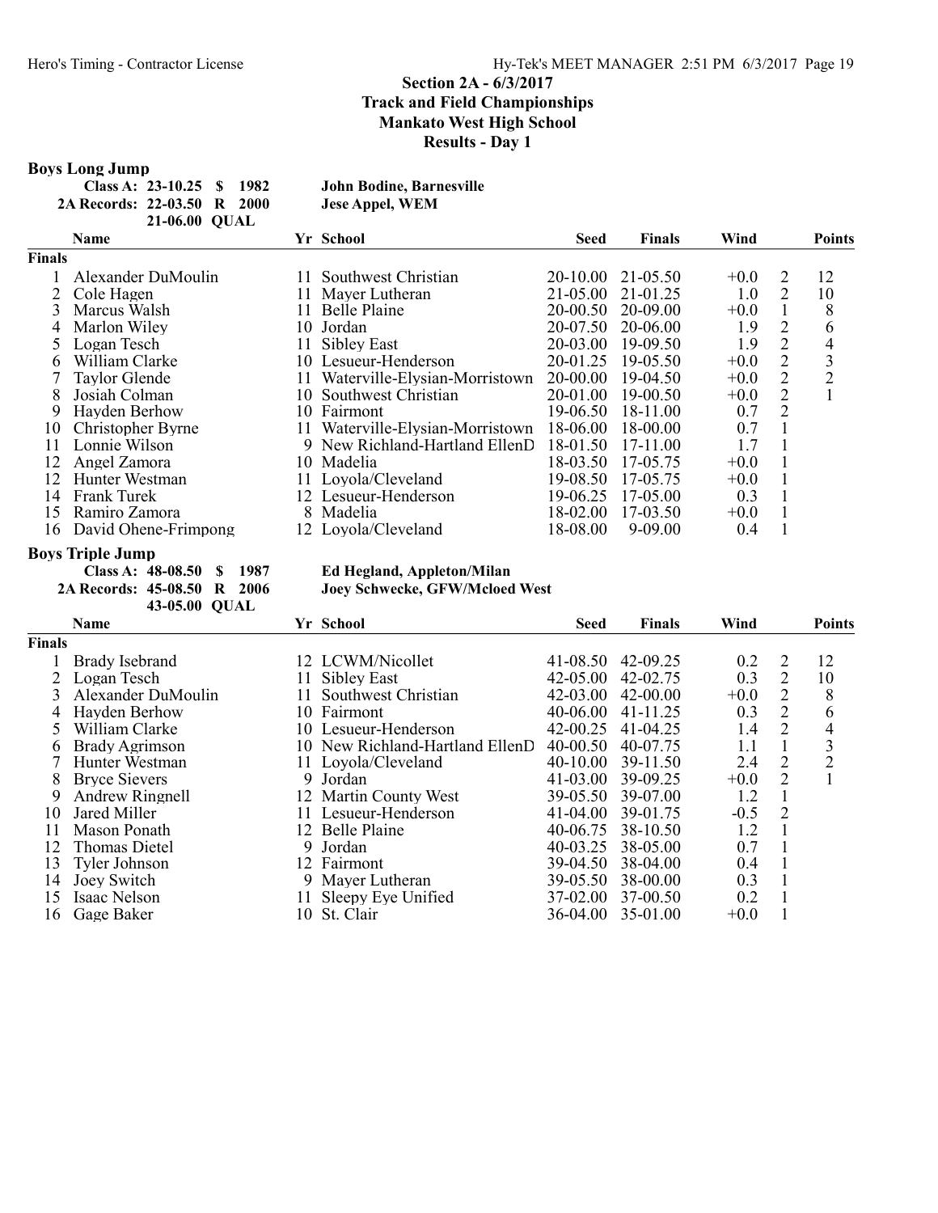## Section 2A - 6/3/2017
## Track and Field Championships
## Mankato West High School
## Results - Day 1

### Boys Long Jump

| | | | | |
|---|---|---|---|---|
| Class A: | 23-10.25 | $ | 1982 | John Bodine, Barnesville |
| 2A Records: | 22-03.50 | R | 2000 | Jese Appel, WEM |
| | 21-06.00 | QUAL | | |

| | Name | Yr | School | Seed | Finals | Wind | | Points |
|---|---|---|---|---|---|---|---|---|
| **Finals** | | | | | | | | |
| 1 | Alexander DuMoulin | 11 | Southwest Christian | 20-10.00 | 21-05.50 | +0.0 | 2 | 12 |
| 2 | Cole Hagen | 11 | Mayer Lutheran | 21-05.00 | 21-01.25 | 1.0 | 2 | 10 |
| 3 | Marcus Walsh | 11 | Belle Plaine | 20-00.50 | 20-09.00 | +0.0 | 1 | 8 |
| 4 | Marlon Wiley | 10 | Jordan | 20-07.50 | 20-06.00 | 1.9 | 2 | 6 |
| 5 | Logan Tesch | 11 | Sibley East | 20-03.00 | 19-09.50 | 1.9 | 2 | 4 |
| 6 | William Clarke | 10 | Lesueur-Henderson | 20-01.25 | 19-05.50 | +0.0 | 2 | 3 |
| 7 | Taylor Glende | 11 | Waterville-Elysian-Morristown | 20-00.00 | 19-04.50 | +0.0 | 2 | 2 |
| 8 | Josiah Colman | 10 | Southwest Christian | 20-01.00 | 19-00.50 | +0.0 | 2 | 1 |
| 9 | Hayden Berhow | 10 | Fairmont | 19-06.50 | 18-11.00 | 0.7 | 2 | |
| 10 | Christopher Byrne | 11 | Waterville-Elysian-Morristown | 18-06.00 | 18-00.00 | 0.7 | 1 | |
| 11 | Lonnie Wilson | 9 | New Richland-Hartland EllenD | 18-01.50 | 17-11.00 | 1.7 | 1 | |
| 12 | Angel Zamora | 10 | Madelia | 18-03.50 | 17-05.75 | +0.0 | 1 | |
| 12 | Hunter Westman | 11 | Loyola/Cleveland | 19-08.50 | 17-05.75 | +0.0 | 1 | |
| 14 | Frank Turek | 12 | Lesueur-Henderson | 19-06.25 | 17-05.00 | 0.3 | 1 | |
| 15 | Ramiro Zamora | 8 | Madelia | 18-02.00 | 17-03.50 | +0.0 | 1 | |
| 16 | David Ohene-Frimpong | 12 | Loyola/Cleveland | 18-08.00 | 9-09.00 | 0.4 | 1 | |

### Boys Triple Jump

| | | | | |
|---|---|---|---|---|
| Class A: | 48-08.50 | $ | 1987 | Ed Hegland, Appleton/Milan |
| 2A Records: | 45-08.50 | R | 2006 | Joey Schwecke, GFW/Mcloed West |
| | 43-05.00 | QUAL | | |

| | Name | Yr | School | Seed | Finals | Wind | | Points |
|---|---|---|---|---|---|---|---|---|
| **Finals** | | | | | | | | |
| 1 | Brady Isebrand | 12 | LCWM/Nicollet | 41-08.50 | 42-09.25 | 0.2 | 2 | 12 |
| 2 | Logan Tesch | 11 | Sibley East | 42-05.00 | 42-02.75 | 0.3 | 2 | 10 |
| 3 | Alexander DuMoulin | 11 | Southwest Christian | 42-03.00 | 42-00.00 | +0.0 | 2 | 8 |
| 4 | Hayden Berhow | 10 | Fairmont | 40-06.00 | 41-11.25 | 0.3 | 2 | 6 |
| 5 | William Clarke | 10 | Lesueur-Henderson | 42-00.25 | 41-04.25 | 1.4 | 2 | 4 |
| 6 | Brady Agrimson | 10 | New Richland-Hartland EllenD | 40-00.50 | 40-07.75 | 1.1 | 1 | 3 |
| 7 | Hunter Westman | 11 | Loyola/Cleveland | 40-10.00 | 39-11.50 | 2.4 | 2 | 2 |
| 8 | Bryce Sievers | 9 | Jordan | 41-03.00 | 39-09.25 | +0.0 | 2 | 1 |
| 9 | Andrew Ringnell | 12 | Martin County West | 39-05.50 | 39-07.00 | 1.2 | 1 | |
| 10 | Jared Miller | 11 | Lesueur-Henderson | 41-04.00 | 39-01.75 | -0.5 | 2 | |
| 11 | Mason Ponath | 12 | Belle Plaine | 40-06.75 | 38-10.50 | 1.2 | 1 | |
| 12 | Thomas Dietel | 9 | Jordan | 40-03.25 | 38-05.00 | 0.7 | 1 | |
| 13 | Tyler Johnson | 12 | Fairmont | 39-04.50 | 38-04.00 | 0.4 | 1 | |
| 14 | Joey Switch | 9 | Mayer Lutheran | 39-05.50 | 38-00.00 | 0.3 | 1 | |
| 15 | Isaac Nelson | 11 | Sleepy Eye Unified | 37-02.00 | 37-00.50 | 0.2 | 1 | |
| 16 | Gage Baker | 10 | St. Clair | 36-04.00 | 35-01.00 | +0.0 | 1 | |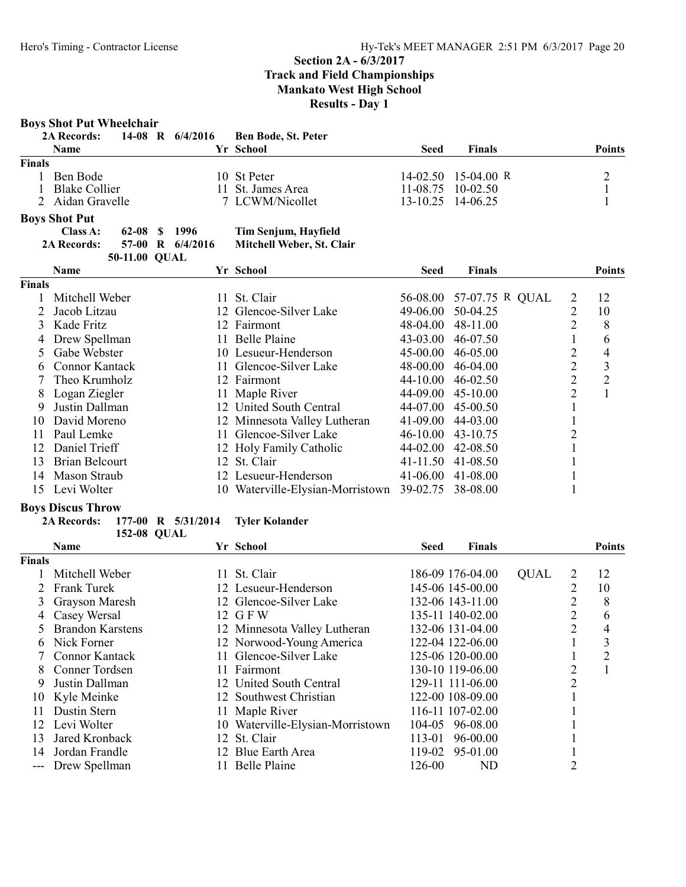## Section 2A - 6/3/2017
## Track and Field Championships
## Mankato West High School
## Results - Day 1

### Boys Shot Put Wheelchair

2A Records: 14-08 R 6/4/2016 Ben Bode, St. Peter

| | Name | Yr | School | Seed | Finals | | Points |
|---|---|---|---|---|---|---|---|
| **Finals** | | | | | | | |
| 1 | Ben Bode | 10 | St Peter | 14-02.50 | 15-04.00 R | | 2 |
| 1 | Blake Collier | 11 | St. James Area | 11-08.75 | 10-02.50 | | 1 |
| 2 | Aidan Gravelle | 7 | LCWM/Nicollet | 13-10.25 | 14-06.25 | | 1 |

### Boys Shot Put

Class A: 62-08 $ 1996 Tim Senjum, Hayfield
2A Records: 57-00 R 6/4/2016 Mitchell Weber, St. Clair
50-11.00 QUAL

| | Name | Yr | School | Seed | Finals | | Points |
|---|---|---|---|---|---|---|---|
| **Finals** | | | | | | | |
| 1 | Mitchell Weber | 11 | St. Clair | 56-08.00 | 57-07.75 R QUAL | 2 | 12 |
| 2 | Jacob Litzau | 12 | Glencoe-Silver Lake | 49-06.00 | 50-04.25 | 2 | 10 |
| 3 | Kade Fritz | 12 | Fairmont | 48-04.00 | 48-11.00 | 2 | 8 |
| 4 | Drew Spellman | 11 | Belle Plaine | 43-03.00 | 46-07.50 | 1 | 6 |
| 5 | Gabe Webster | 10 | Lesueur-Henderson | 45-00.00 | 46-05.00 | 2 | 4 |
| 6 | Connor Kantack | 11 | Glencoe-Silver Lake | 48-00.00 | 46-04.00 | 2 | 3 |
| 7 | Theo Krumholz | 12 | Fairmont | 44-10.00 | 46-02.50 | 2 | 2 |
| 8 | Logan Ziegler | 11 | Maple River | 44-09.00 | 45-10.00 | 2 | 1 |
| 9 | Justin Dallman | 12 | United South Central | 44-07.00 | 45-00.50 | 1 | |
| 10 | David Moreno | 12 | Minnesota Valley Lutheran | 41-09.00 | 44-03.00 | 1 | |
| 11 | Paul Lemke | 11 | Glencoe-Silver Lake | 46-10.00 | 43-10.75 | 2 | |
| 12 | Daniel Trieff | 12 | Holy Family Catholic | 44-02.00 | 42-08.50 | 1 | |
| 13 | Brian Belcourt | 12 | St. Clair | 41-11.50 | 41-08.50 | 1 | |
| 14 | Mason Straub | 12 | Lesueur-Henderson | 41-06.00 | 41-08.00 | 1 | |
| 15 | Levi Wolter | 10 | Waterville-Elysian-Morristown | 39-02.75 | 38-08.00 | 1 | |

### Boys Discus Throw

2A Records: 177-00 R 5/31/2014 Tyler Kolander
152-08 QUAL

| | Name | Yr | School | Seed | Finals | | | Points |
|---|---|---|---|---|---|---|---|---|
| **Finals** | | | | | | | | |
| 1 | Mitchell Weber | 11 | St. Clair | 186-09 | 176-04.00 | QUAL | 2 | 12 |
| 2 | Frank Turek | 12 | Lesueur-Henderson | 145-06 | 145-00.00 | | 2 | 10 |
| 3 | Grayson Maresh | 12 | Glencoe-Silver Lake | 132-06 | 143-11.00 | | 2 | 8 |
| 4 | Casey Wersal | 12 | G F W | 135-11 | 140-02.00 | | 2 | 6 |
| 5 | Brandon Karstens | 12 | Minnesota Valley Lutheran | 132-06 | 131-04.00 | | 2 | 4 |
| 6 | Nick Forner | 12 | Norwood-Young America | 122-04 | 122-06.00 | | 1 | 3 |
| 7 | Connor Kantack | 11 | Glencoe-Silver Lake | 125-06 | 120-00.00 | | 1 | 2 |
| 8 | Conner Tordsen | 11 | Fairmont | 130-10 | 119-06.00 | | 2 | 1 |
| 9 | Justin Dallman | 12 | United South Central | 129-11 | 111-06.00 | | 2 | |
| 10 | Kyle Meinke | 12 | Southwest Christian | 122-00 | 108-09.00 | | 1 | |
| 11 | Dustin Stern | 11 | Maple River | 116-11 | 107-02.00 | | 1 | |
| 12 | Levi Wolter | 10 | Waterville-Elysian-Morristown | 104-05 | 96-08.00 | | 1 | |
| 13 | Jared Kronback | 12 | St. Clair | 113-01 | 96-00.00 | | 1 | |
| 14 | Jordan Frandle | 12 | Blue Earth Area | 119-02 | 95-01.00 | | 1 | |
| --- | Drew Spellman | 11 | Belle Plaine | 126-00 | ND | | 2 | |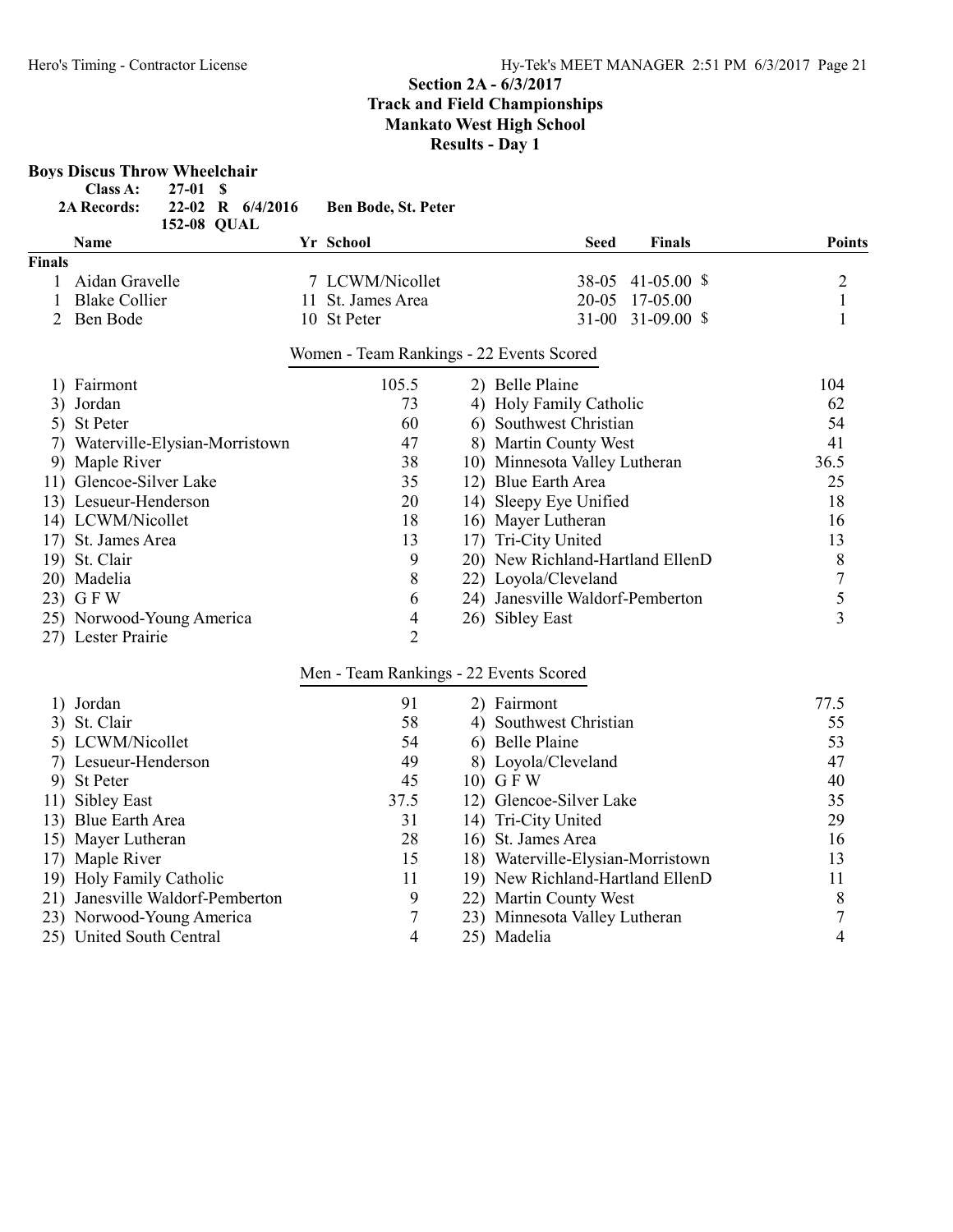## Section 2A - 6/3/2017
## Track and Field Championships
## Mankato West High School
## Results - Day 1

### Boys Discus Throw Wheelchair

Class A: 27-01 $
2A Records: 22-02 R 6/4/2016 Ben Bode, St. Peter
152-08 QUAL

| | Name | Yr | School | Seed | Finals | Points |
|---|---|---|---|---|---|---|
| **Finals** | | | | | | |
| 1 | Aidan Gravelle | 7 | LCWM/Nicollet | 38-05 | 41-05.00 $ | 2 |
| 1 | Blake Collier | 11 | St. James Area | 20-05 | 17-05.00 | 1 |
| 2 | Ben Bode | 10 | St Peter | 31-00 | 31-09.00 $ | 1 |

### Women - Team Rankings - 22 Events Scored

| | | | | | |
|---|---|---|---|---|---|
| 1) | Fairmont | 105.5 | 2) | Belle Plaine | 104 |
| 3) | Jordan | 73 | 4) | Holy Family Catholic | 62 |
| 5) | St Peter | 60 | 6) | Southwest Christian | 54 |
| 7) | Waterville-Elysian-Morristown | 47 | 8) | Martin County West | 41 |
| 9) | Maple River | 38 | 10) | Minnesota Valley Lutheran | 36.5 |
| 11) | Glencoe-Silver Lake | 35 | 12) | Blue Earth Area | 25 |
| 13) | Lesueur-Henderson | 20 | 14) | Sleepy Eye Unified | 18 |
| 14) | LCWM/Nicollet | 18 | 16) | Mayer Lutheran | 16 |
| 17) | St. James Area | 13 | 17) | Tri-City United | 13 |
| 19) | St. Clair | 9 | 20) | New Richland-Hartland EllenD | 8 |
| 20) | Madelia | 8 | 22) | Loyola/Cleveland | 7 |
| 23) | G F W | 6 | 24) | Janesville Waldorf-Pemberton | 5 |
| 25) | Norwood-Young America | 4 | 26) | Sibley East | 3 |
| 27) | Lester Prairie | 2 | | | |

### Men - Team Rankings - 22 Events Scored

| | | | | | |
|---|---|---|---|---|---|
| 1) | Jordan | 91 | 2) | Fairmont | 77.5 |
| 3) | St. Clair | 58 | 4) | Southwest Christian | 55 |
| 5) | LCWM/Nicollet | 54 | 6) | Belle Plaine | 53 |
| 7) | Lesueur-Henderson | 49 | 8) | Loyola/Cleveland | 47 |
| 9) | St Peter | 45 | 10) | G F W | 40 |
| 11) | Sibley East | 37.5 | 12) | Glencoe-Silver Lake | 35 |
| 13) | Blue Earth Area | 31 | 14) | Tri-City United | 29 |
| 15) | Mayer Lutheran | 28 | 16) | St. James Area | 16 |
| 17) | Maple River | 15 | 18) | Waterville-Elysian-Morristown | 13 |
| 19) | Holy Family Catholic | 11 | 19) | New Richland-Hartland EllenD | 11 |
| 21) | Janesville Waldorf-Pemberton | 9 | 22) | Martin County West | 8 |
| 23) | Norwood-Young America | 7 | 23) | Minnesota Valley Lutheran | 7 |
| 25) | United South Central | 4 | 25) | Madelia | 4 |